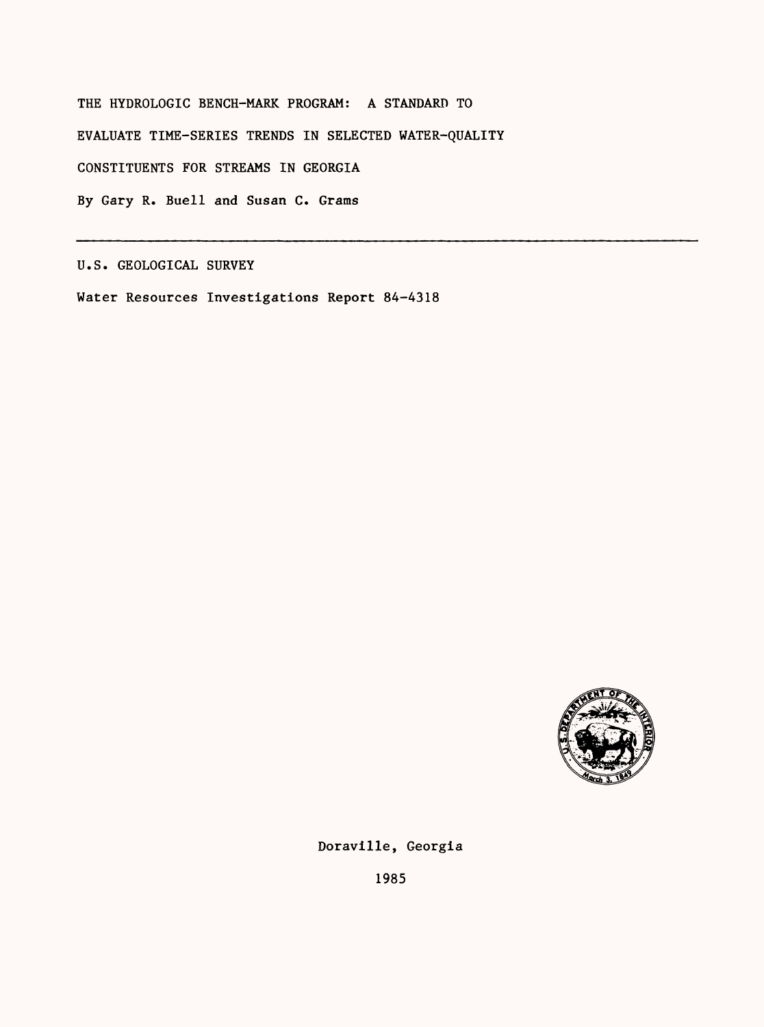# THE HYDROLOGIC BENCH-MARK PROGRAM: A STANDARD TO EVALUATE TIME-SERIES TRENDS IN SELECTED WATER-QUALITY CONSTITUENTS FOR STREAMS IN GEORGIA

By Gary R. Buell and Susan C. Grams

---

U.S. GEOLOGICAL SURVEY

Water Resources Investigations Report 84-4318

Doraville, Georgia

1985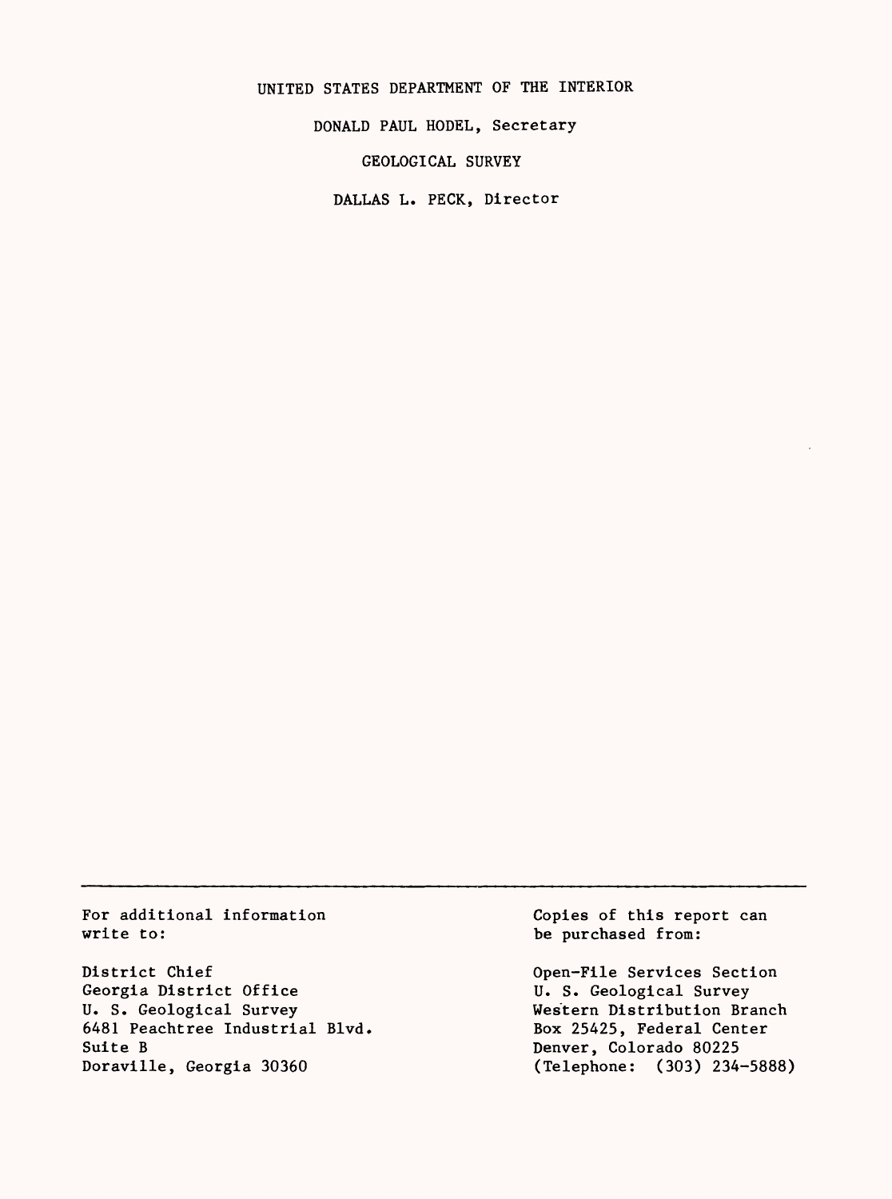UNITED STATES DEPARTMENT OF THE INTERIOR

DONALD PAUL HODEL, Secretary

GEOLOGICAL SURVEY

DALLAS L. PECK, Director

---

For additional information write to:

District Chief
Georgia District Office
U. S. Geological Survey
6481 Peachtree Industrial Blvd.
Suite B
Doraville, Georgia 30360

Copies of this report can be purchased from:

Open-File Services Section
U. S. Geological Survey
Western Distribution Branch
Box 25425, Federal Center
Denver, Colorado 80225
(Telephone: (303) 234-5888)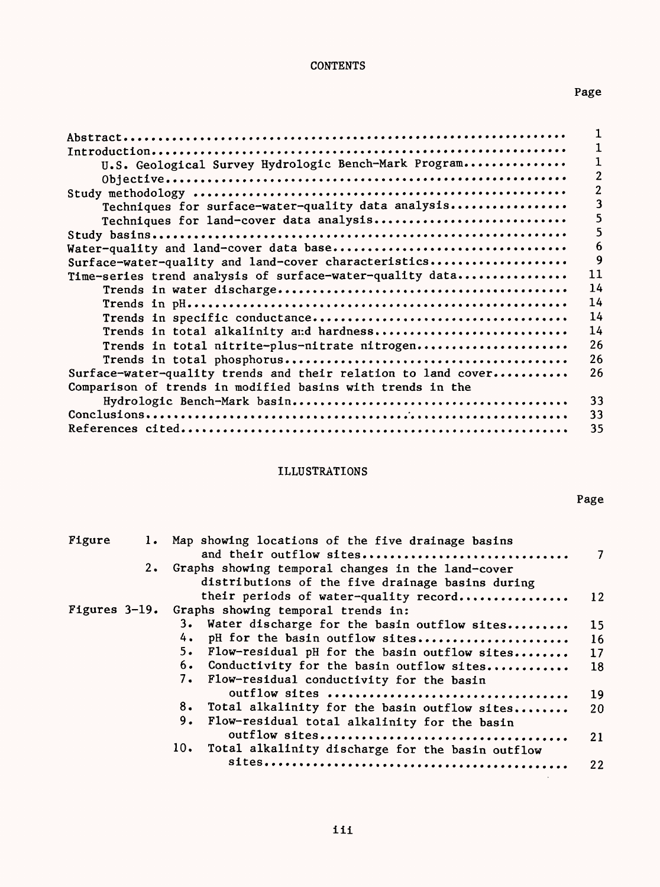# CONTENTS

| | Page |
|---|---|
| Abstract | 1 |
| Introduction | 1 |
| U.S. Geological Survey Hydrologic Bench-Mark Program | 1 |
| Objective | 2 |
| Study methodology | 2 |
| Techniques for surface-water-quality data analysis | 3 |
| Techniques for land-cover data analysis | 5 |
| Study basins | 5 |
| Water-quality and land-cover data base | 6 |
| Surface-water-quality and land-cover characteristics | 9 |
| Time-series trend analysis of surface-water-quality data | 11 |
| Trends in water discharge | 14 |
| Trends in pH | 14 |
| Trends in specific conductance | 14 |
| Trends in total alkalinity and hardness | 14 |
| Trends in total nitrite-plus-nitrate nitrogen | 26 |
| Trends in total phosphorus | 26 |
| Surface-water-quality trends and their relation to land cover | 26 |
| Comparison of trends in modified basins with trends in the Hydrologic Bench-Mark basin | 33 |
| Conclusions | 33 |
| References cited | 35 |

# ILLUSTRATIONS

| | | Page |
|---|---|---|
| Figure 1. | Map showing locations of the five drainage basins and their outflow sites | 7 |
| 2. | Graphs showing temporal changes in the land-cover distributions of the five drainage basins during their periods of water-quality record | 12 |
| Figures 3-19. | Graphs showing temporal trends in: | |
| 3. | Water discharge for the basin outflow sites | 15 |
| 4. | pH for the basin outflow sites | 16 |
| 5. | Flow-residual pH for the basin outflow sites | 17 |
| 6. | Conductivity for the basin outflow sites | 18 |
| 7. | Flow-residual conductivity for the basin outflow sites | 19 |
| 8. | Total alkalinity for the basin outflow sites | 20 |
| 9. | Flow-residual total alkalinity for the basin outflow sites | 21 |
| 10. | Total alkalinity discharge for the basin outflow sites | 22 |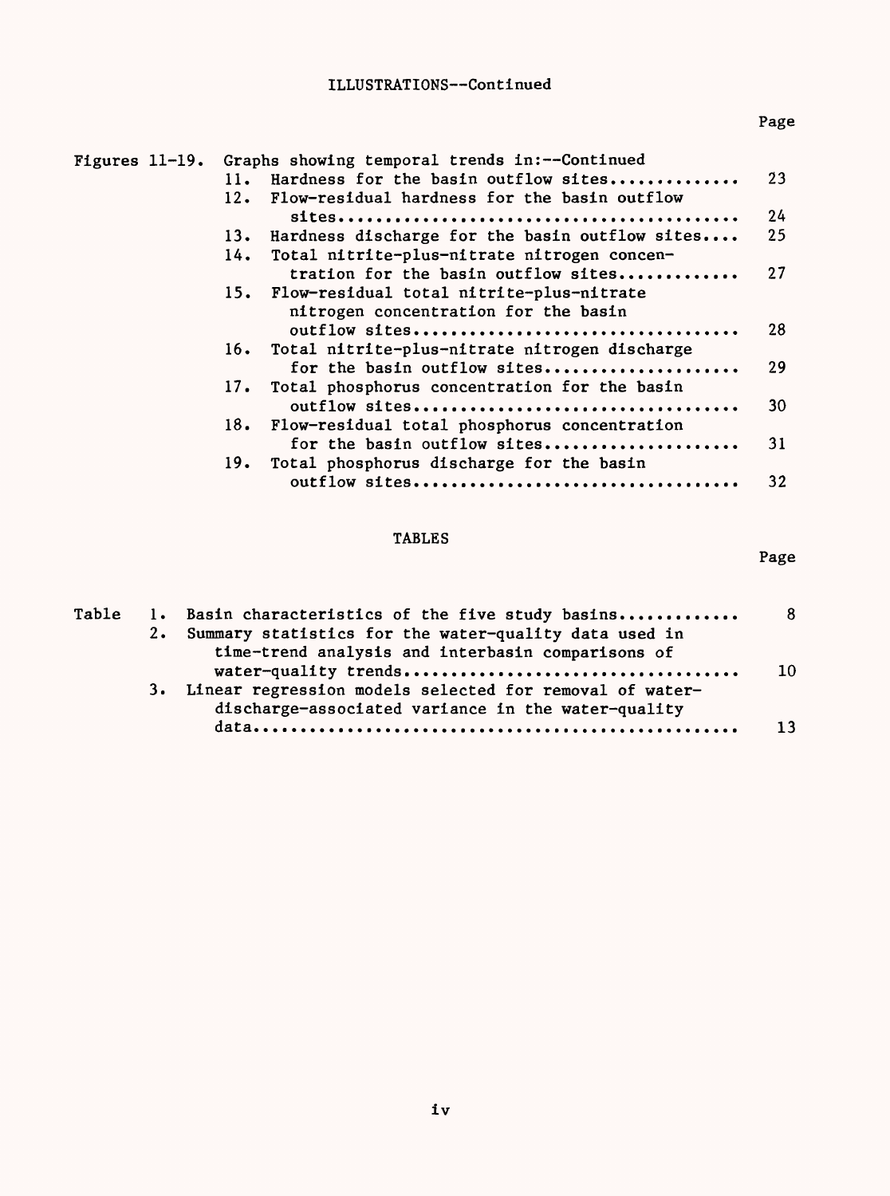## ILLUSTRATIONS--Continued

| | | Page |
|---|---|---|
| Figures 11-19. | Graphs showing temporal trends in:--Continued | |
| | 11. Hardness for the basin outflow sites | 23 |
| | 12. Flow-residual hardness for the basin outflow sites | 24 |
| | 13. Hardness discharge for the basin outflow sites | 25 |
| | 14. Total nitrite-plus-nitrate nitrogen concentration for the basin outflow sites | 27 |
| | 15. Flow-residual total nitrite-plus-nitrate nitrogen concentration for the basin outflow sites | 28 |
| | 16. Total nitrite-plus-nitrate nitrogen discharge for the basin outflow sites | 29 |
| | 17. Total phosphorus concentration for the basin outflow sites | 30 |
| | 18. Flow-residual total phosphorus concentration for the basin outflow sites | 31 |
| | 19. Total phosphorus discharge for the basin outflow sites | 32 |

## TABLES

| | | Page |
|---|---|---|
| Table | 1. Basin characteristics of the five study basins | 8 |
| | 2. Summary statistics for the water-quality data used in time-trend analysis and interbasin comparisons of water-quality trends | 10 |
| | 3. Linear regression models selected for removal of water-discharge-associated variance in the water-quality data | 13 |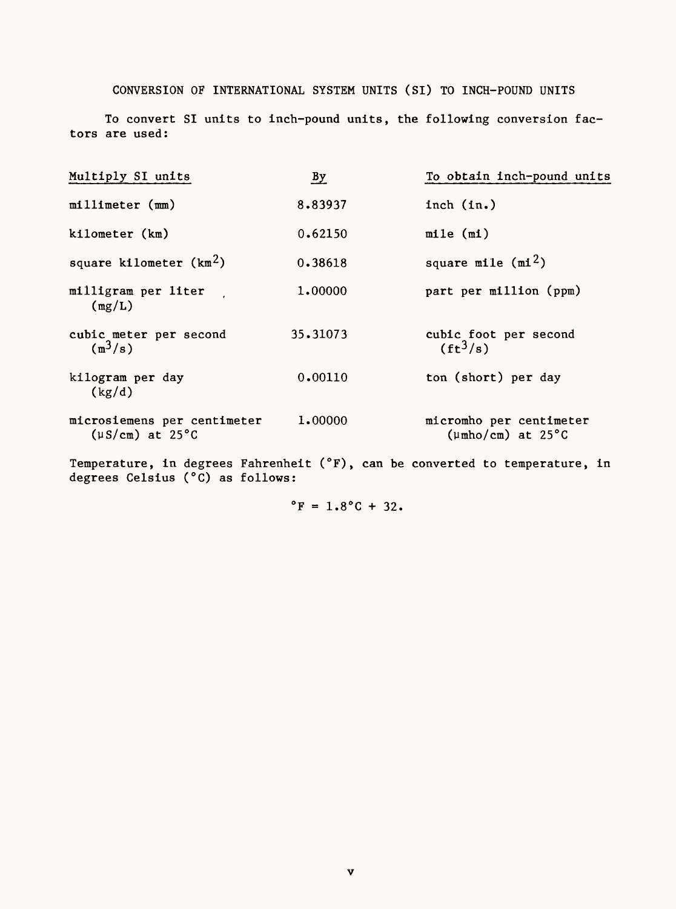# CONVERSION OF INTERNATIONAL SYSTEM UNITS (SI) TO INCH-POUND UNITS

To convert SI units to inch-pound units, the following conversion factors are used:

| Multiply SI units | By | To obtain inch-pound units |
|---|---|---|
| millimeter (mm) | 8.83937 | inch (in.) |
| kilometer (km) | 0.62150 | mile (mi) |
| square kilometer ($km^2$) | 0.38618 | square mile ($mi^2$) |
| milligram per liter (mg/L) | 1.00000 | part per million (ppm) |
| cubic meter per second ($m^3/s$) | 35.31073 | cubic foot per second ($ft^3/s$) |
| kilogram per day (kg/d) | 0.00110 | ton (short) per day |
| microsiemens per centimeter (µS/cm) at 25°C | 1.00000 | micromho per centimeter (µmho/cm) at 25°C |

Temperature, in degrees Fahrenheit (°F), can be converted to temperature, in degrees Celsius (°C) as follows:

$$°F = 1.8°C + 32.$$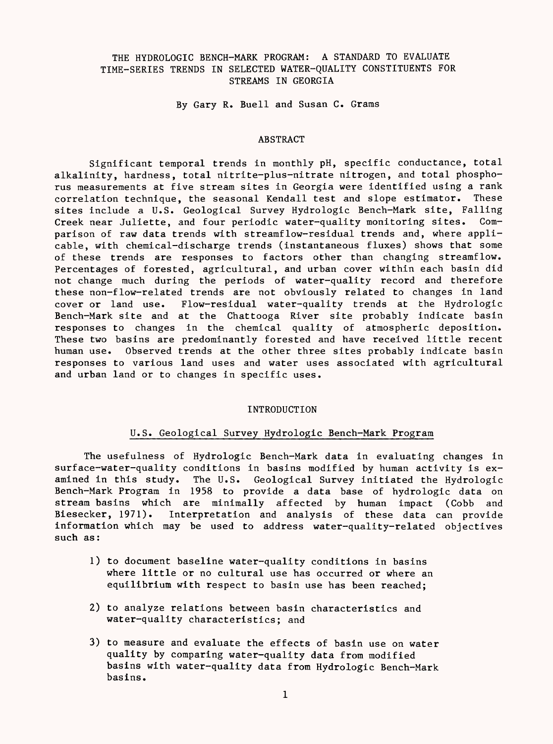# THE HYDROLOGIC BENCH-MARK PROGRAM: A STANDARD TO EVALUATE TIME-SERIES TRENDS IN SELECTED WATER-QUALITY CONSTITUENTS FOR STREAMS IN GEORGIA

By Gary R. Buell and Susan C. Grams

## ABSTRACT

Significant temporal trends in monthly pH, specific conductance, total alkalinity, hardness, total nitrite-plus-nitrate nitrogen, and total phosphorus measurements at five stream sites in Georgia were identified using a rank correlation technique, the seasonal Kendall test and slope estimator. These sites include a U.S. Geological Survey Hydrologic Bench-Mark site, Falling Creek near Juliette, and four periodic water-quality monitoring sites. Comparison of raw data trends with streamflow-residual trends and, where applicable, with chemical-discharge trends (instantaneous fluxes) shows that some of these trends are responses to factors other than changing streamflow. Percentages of forested, agricultural, and urban cover within each basin did not change much during the periods of water-quality record and therefore these non-flow-related trends are not obviously related to changes in land cover or land use. Flow-residual water-quality trends at the Hydrologic Bench-Mark site and at the Chattooga River site probably indicate basin responses to changes in the chemical quality of atmospheric deposition. These two basins are predominantly forested and have received little recent human use. Observed trends at the other three sites probably indicate basin responses to various land uses and water uses associated with agricultural and urban land or to changes in specific uses.

## INTRODUCTION

### U.S. Geological Survey Hydrologic Bench-Mark Program

The usefulness of Hydrologic Bench-Mark data in evaluating changes in surface-water-quality conditions in basins modified by human activity is examined in this study. The U.S. Geological Survey initiated the Hydrologic Bench-Mark Program in 1958 to provide a data base of hydrologic data on stream basins which are minimally affected by human impact (Cobb and Biesecker, 1971). Interpretation and analysis of these data can provide information which may be used to address water-quality-related objectives such as:

1) to document baseline water-quality conditions in basins where little or no cultural use has occurred or where an equilibrium with respect to basin use has been reached;

2) to analyze relations between basin characteristics and water-quality characteristics; and

3) to measure and evaluate the effects of basin use on water quality by comparing water-quality data from modified basins with water-quality data from Hydrologic Bench-Mark basins.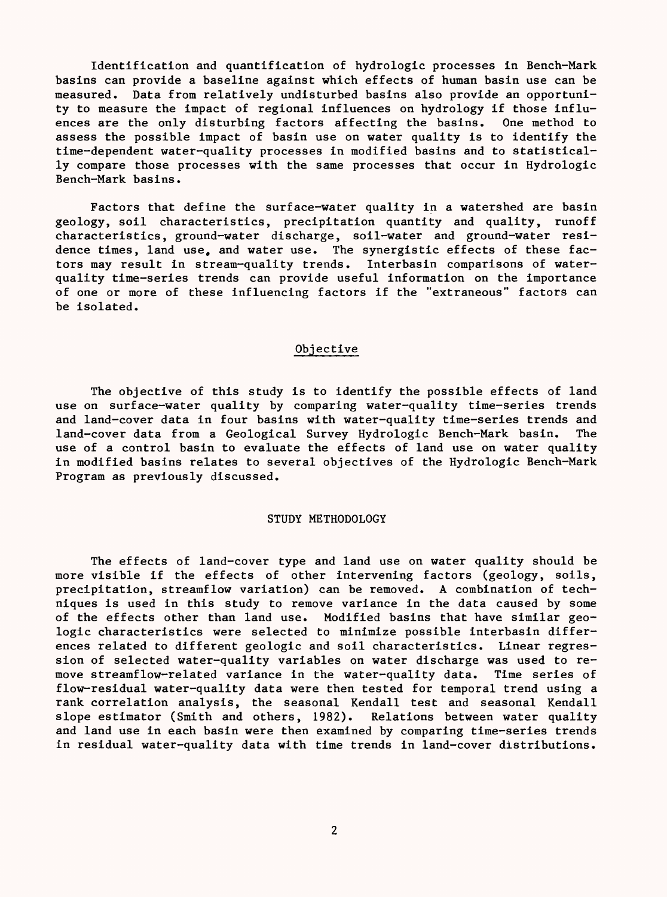Identification and quantification of hydrologic processes in Bench-Mark basins can provide a baseline against which effects of human basin use can be measured. Data from relatively undisturbed basins also provide an opportunity to measure the impact of regional influences on hydrology if those influences are the only disturbing factors affecting the basins. One method to assess the possible impact of basin use on water quality is to identify the time-dependent water-quality processes in modified basins and to statistically compare those processes with the same processes that occur in Hydrologic Bench-Mark basins.

Factors that define the surface-water quality in a watershed are basin geology, soil characteristics, precipitation quantity and quality, runoff characteristics, ground-water discharge, soil-water and ground-water residence times, land use, and water use. The synergistic effects of these factors may result in stream-quality trends. Interbasin comparisons of water-quality time-series trends can provide useful information on the importance of one or more of these influencing factors if the "extraneous" factors can be isolated.

### Objective

The objective of this study is to identify the possible effects of land use on surface-water quality by comparing water-quality time-series trends and land-cover data in four basins with water-quality time-series trends and land-cover data from a Geological Survey Hydrologic Bench-Mark basin. The use of a control basin to evaluate the effects of land use on water quality in modified basins relates to several objectives of the Hydrologic Bench-Mark Program as previously discussed.

## STUDY METHODOLOGY

The effects of land-cover type and land use on water quality should be more visible if the effects of other intervening factors (geology, soils, precipitation, streamflow variation) can be removed. A combination of techniques is used in this study to remove variance in the data caused by some of the effects other than land use. Modified basins that have similar geologic characteristics were selected to minimize possible interbasin differences related to different geologic and soil characteristics. Linear regression of selected water-quality variables on water discharge was used to remove streamflow-related variance in the water-quality data. Time series of flow-residual water-quality data were then tested for temporal trend using a rank correlation analysis, the seasonal Kendall test and seasonal Kendall slope estimator (Smith and others, 1982). Relations between water quality and land use in each basin were then examined by comparing time-series trends in residual water-quality data with time trends in land-cover distributions.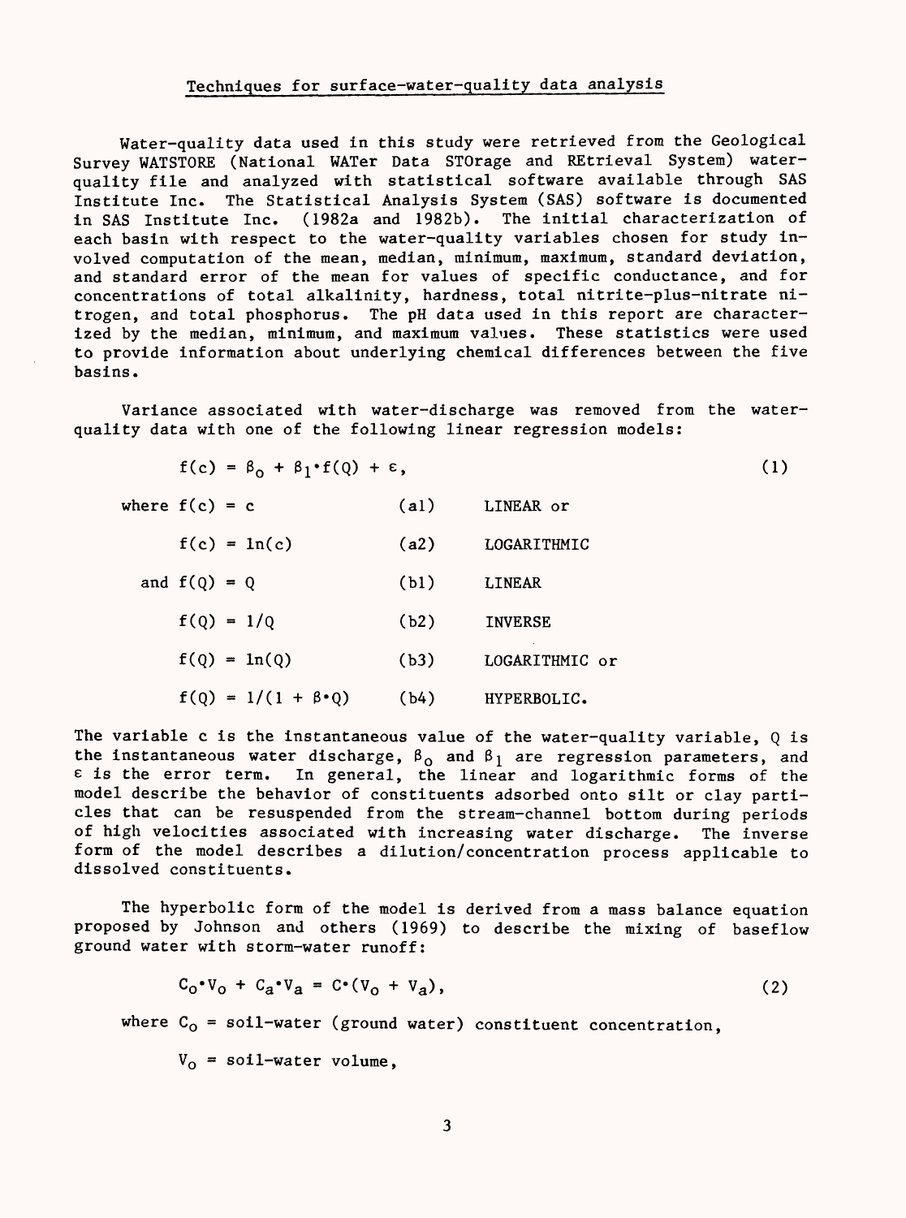## Techniques for surface-water-quality data analysis

Water-quality data used in this study were retrieved from the Geological Survey WATSTORE (National WATer Data STOrage and REtrieval System) water-quality file and analyzed with statistical software available through SAS Institute Inc. The Statistical Analysis System (SAS) software is documented in SAS Institute Inc. (1982a and 1982b). The initial characterization of each basin with respect to the water-quality variables chosen for study involved computation of the mean, median, minimum, maximum, standard deviation, and standard error of the mean for values of specific conductance, and for concentrations of total alkalinity, hardness, total nitrite-plus-nitrate nitrogen, and total phosphorus. The pH data used in this report are characterized by the median, minimum, and maximum values. These statistics were used to provide information about underlying chemical differences between the five basins.

Variance associated with water-discharge was removed from the water-quality data with one of the following linear regression models:

$$f(c) = \beta_0 + \beta_1 \cdot f(Q) + \varepsilon, \tag{1}$$

| | | |
|---|---|---|
| where $f(c) = c$ | (a1) | LINEAR or |
| $f(c) = \ln(c)$ | (a2) | LOGARITHMIC |
| and $f(Q) = Q$ | (b1) | LINEAR |
| $f(Q) = 1/Q$ | (b2) | INVERSE |
| $f(Q) = \ln(Q)$ | (b3) | LOGARITHMIC or |
| $f(Q) = 1/(1 + \beta \cdot Q)$ | (b4) | HYPERBOLIC. |

The variable c is the instantaneous value of the water-quality variable, Q is the instantaneous water discharge, $\beta_0$ and $\beta_1$ are regression parameters, and $\varepsilon$ is the error term. In general, the linear and logarithmic forms of the model describe the behavior of constituents adsorbed onto silt or clay particles that can be resuspended from the stream-channel bottom during periods of high velocities associated with increasing water discharge. The inverse form of the model describes a dilution/concentration process applicable to dissolved constituents.

The hyperbolic form of the model is derived from a mass balance equation proposed by Johnson and others (1969) to describe the mixing of baseflow ground water with storm-water runoff:

$$C_o \cdot V_o + C_a \cdot V_a = C \cdot (V_o + V_a), \tag{2}$$

where $C_o$ = soil-water (ground water) constituent concentration,

$V_o$ = soil-water volume,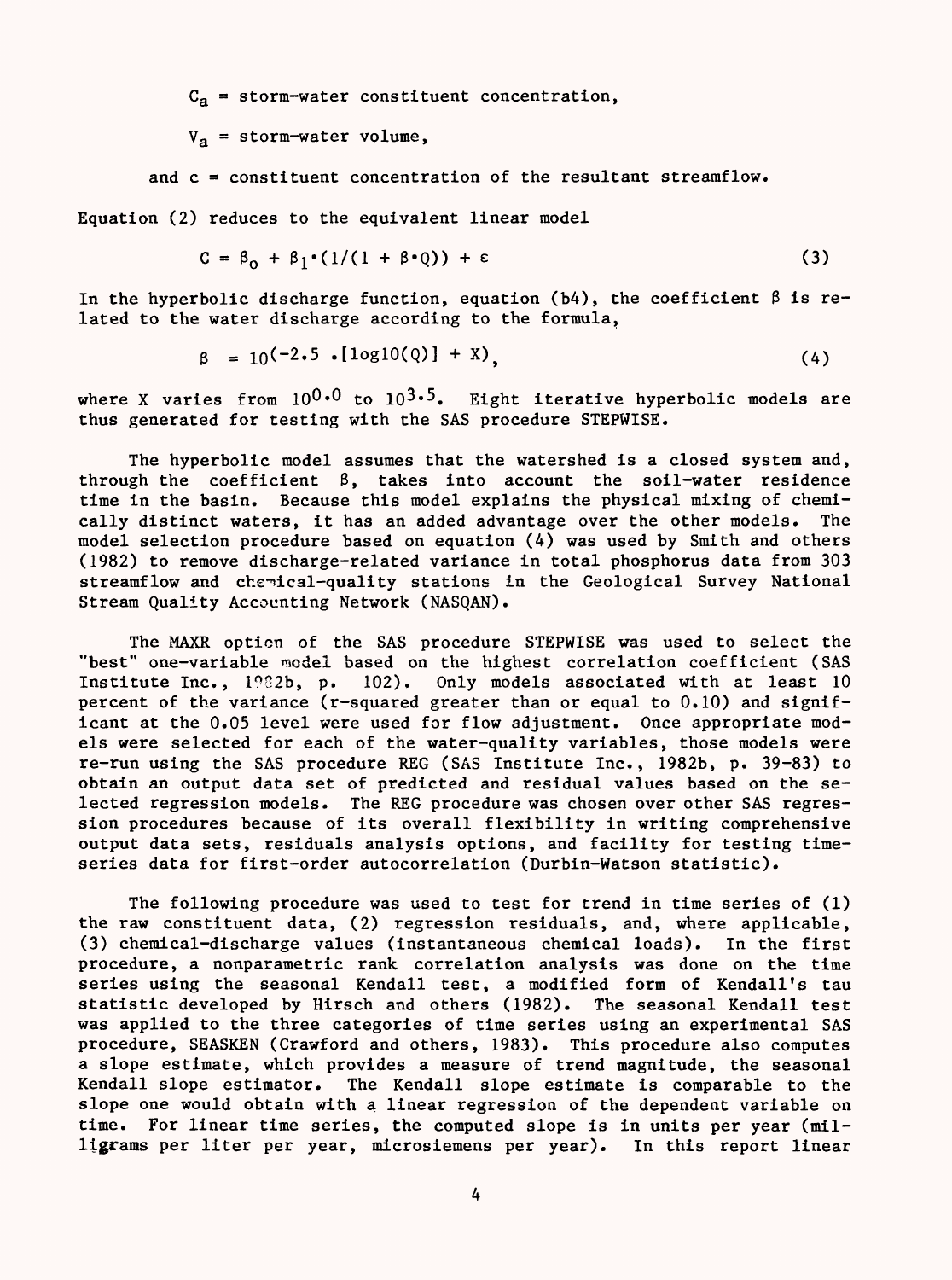$C_a$ = storm-water constituent concentration,

$V_a$ = storm-water volume,

and c = constituent concentration of the resultant streamflow.

Equation (2) reduces to the equivalent linear model

$$C = \beta_0 + \beta_1 \cdot (1/(1 + \beta \cdot Q)) + \varepsilon \tag{3}$$

In the hyperbolic discharge function, equation (b4), the coefficient $\beta$ is related to the water discharge according to the formula,

$$\beta = 10^{(-2.5 \cdot [\log10(Q)] + X)}, \tag{4}$$

where X varies from $10^{0.0}$ to $10^{3.5}$. Eight iterative hyperbolic models are thus generated for testing with the SAS procedure STEPWISE.

The hyperbolic model assumes that the watershed is a closed system and, through the coefficient $\beta$, takes into account the soil-water residence time in the basin. Because this model explains the physical mixing of chemically distinct waters, it has an added advantage over the other models. The model selection procedure based on equation (4) was used by Smith and others (1982) to remove discharge-related variance in total phosphorus data from 303 streamflow and chemical-quality stations in the Geological Survey National Stream Quality Accounting Network (NASQAN).

The MAXR option of the SAS procedure STEPWISE was used to select the "best" one-variable model based on the highest correlation coefficient (SAS Institute Inc., 1982b, p. 102). Only models associated with at least 10 percent of the variance (r-squared greater than or equal to 0.10) and significant at the 0.05 level were used for flow adjustment. Once appropriate models were selected for each of the water-quality variables, those models were re-run using the SAS procedure REG (SAS Institute Inc., 1982b, p. 39-83) to obtain an output data set of predicted and residual values based on the selected regression models. The REG procedure was chosen over other SAS regression procedures because of its overall flexibility in writing comprehensive output data sets, residuals analysis options, and facility for testing time-series data for first-order autocorrelation (Durbin-Watson statistic).

The following procedure was used to test for trend in time series of (1) the raw constituent data, (2) regression residuals, and, where applicable, (3) chemical-discharge values (instantaneous chemical loads). In the first procedure, a nonparametric rank correlation analysis was done on the time series using the seasonal Kendall test, a modified form of Kendall's tau statistic developed by Hirsch and others (1982). The seasonal Kendall test was applied to the three categories of time series using an experimental SAS procedure, SEASKEN (Crawford and others, 1983). This procedure also computes a slope estimate, which provides a measure of trend magnitude, the seasonal Kendall slope estimator. The Kendall slope estimate is comparable to the slope one would obtain with a linear regression of the dependent variable on time. For linear time series, the computed slope is in units per year (milligrams per liter per year, microsiemens per year). In this report linear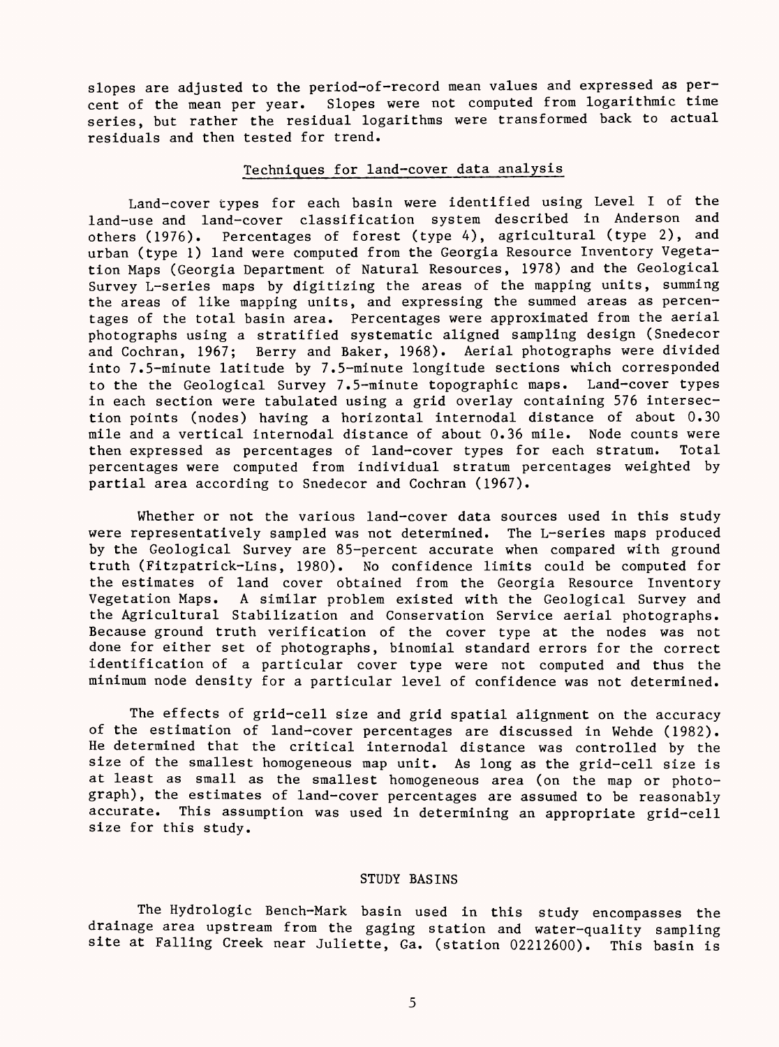slopes are adjusted to the period-of-record mean values and expressed as percent of the mean per year. Slopes were not computed from logarithmic time series, but rather the residual logarithms were transformed back to actual residuals and then tested for trend.

## Techniques for land-cover data analysis

Land-cover types for each basin were identified using Level I of the land-use and land-cover classification system described in Anderson and others (1976). Percentages of forest (type 4), agricultural (type 2), and urban (type 1) land were computed from the Georgia Resource Inventory Vegetation Maps (Georgia Department of Natural Resources, 1978) and the Geological Survey L-series maps by digitizing the areas of the mapping units, summing the areas of like mapping units, and expressing the summed areas as percentages of the total basin area. Percentages were approximated from the aerial photographs using a stratified systematic aligned sampling design (Snedecor and Cochran, 1967; Berry and Baker, 1968). Aerial photographs were divided into 7.5-minute latitude by 7.5-minute longitude sections which corresponded to the the Geological Survey 7.5-minute topographic maps. Land-cover types in each section were tabulated using a grid overlay containing 576 intersection points (nodes) having a horizontal internodal distance of about 0.30 mile and a vertical internodal distance of about 0.36 mile. Node counts were then expressed as percentages of land-cover types for each stratum. Total percentages were computed from individual stratum percentages weighted by partial area according to Snedecor and Cochran (1967).

Whether or not the various land-cover data sources used in this study were representatively sampled was not determined. The L-series maps produced by the Geological Survey are 85-percent accurate when compared with ground truth (Fitzpatrick-Lins, 1980). No confidence limits could be computed for the estimates of land cover obtained from the Georgia Resource Inventory Vegetation Maps. A similar problem existed with the Geological Survey and the Agricultural Stabilization and Conservation Service aerial photographs. Because ground truth verification of the cover type at the nodes was not done for either set of photographs, binomial standard errors for the correct identification of a particular cover type were not computed and thus the minimum node density for a particular level of confidence was not determined.

The effects of grid-cell size and grid spatial alignment on the accuracy of the estimation of land-cover percentages are discussed in Wehde (1982). He determined that the critical internodal distance was controlled by the size of the smallest homogeneous map unit. As long as the grid-cell size is at least as small as the smallest homogeneous area (on the map or photograph), the estimates of land-cover percentages are assumed to be reasonably accurate. This assumption was used in determining an appropriate grid-cell size for this study.

# STUDY BASINS

The Hydrologic Bench-Mark basin used in this study encompasses the drainage area upstream from the gaging station and water-quality sampling site at Falling Creek near Juliette, Ga. (station 02212600). This basin is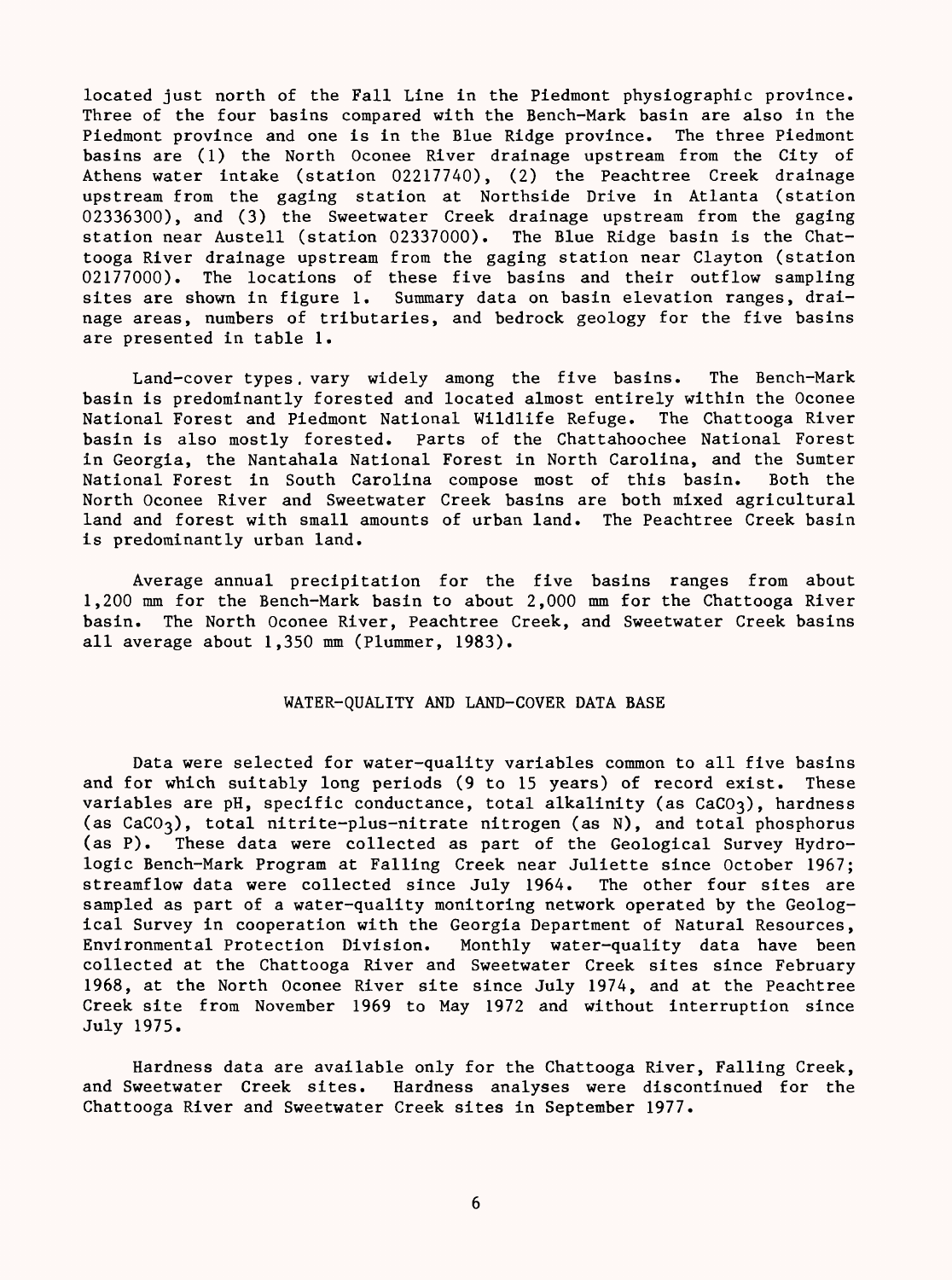located just north of the Fall Line in the Piedmont physiographic province. Three of the four basins compared with the Bench-Mark basin are also in the Piedmont province and one is in the Blue Ridge province. The three Piedmont basins are (1) the North Oconee River drainage upstream from the City of Athens water intake (station 02217740), (2) the Peachtree Creek drainage upstream from the gaging station at Northside Drive in Atlanta (station 02336300), and (3) the Sweetwater Creek drainage upstream from the gaging station near Austell (station 02337000). The Blue Ridge basin is the Chattooga River drainage upstream from the gaging station near Clayton (station 02177000). The locations of these five basins and their outflow sampling sites are shown in figure 1. Summary data on basin elevation ranges, drainage areas, numbers of tributaries, and bedrock geology for the five basins are presented in table 1.

Land-cover types vary widely among the five basins. The Bench-Mark basin is predominantly forested and located almost entirely within the Oconee National Forest and Piedmont National Wildlife Refuge. The Chattooga River basin is also mostly forested. Parts of the Chattahoochee National Forest in Georgia, the Nantahala National Forest in North Carolina, and the Sumter National Forest in South Carolina compose most of this basin. Both the North Oconee River and Sweetwater Creek basins are both mixed agricultural land and forest with small amounts of urban land. The Peachtree Creek basin is predominantly urban land.

Average annual precipitation for the five basins ranges from about 1,200 mm for the Bench-Mark basin to about 2,000 mm for the Chattooga River basin. The North Oconee River, Peachtree Creek, and Sweetwater Creek basins all average about 1,350 mm (Plummer, 1983).

## WATER-QUALITY AND LAND-COVER DATA BASE

Data were selected for water-quality variables common to all five basins and for which suitably long periods (9 to 15 years) of record exist. These variables are pH, specific conductance, total alkalinity (as $CaCO_3$), hardness (as $CaCO_3$), total nitrite-plus-nitrate nitrogen (as N), and total phosphorus (as P). These data were collected as part of the Geological Survey Hydrologic Bench-Mark Program at Falling Creek near Juliette since October 1967; streamflow data were collected since July 1964. The other four sites are sampled as part of a water-quality monitoring network operated by the Geological Survey in cooperation with the Georgia Department of Natural Resources, Environmental Protection Division. Monthly water-quality data have been collected at the Chattooga River and Sweetwater Creek sites since February 1968, at the North Oconee River site since July 1974, and at the Peachtree Creek site from November 1969 to May 1972 and without interruption since July 1975.

Hardness data are available only for the Chattooga River, Falling Creek, and Sweetwater Creek sites. Hardness analyses were discontinued for the Chattooga River and Sweetwater Creek sites in September 1977.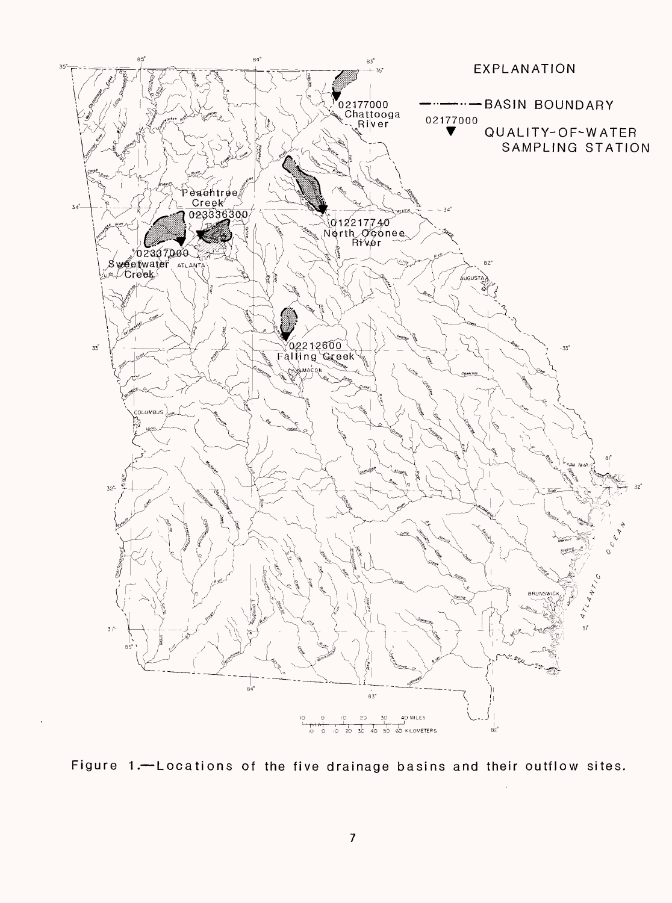Figure 1.—Locations of the five drainage basins and their outflow sites.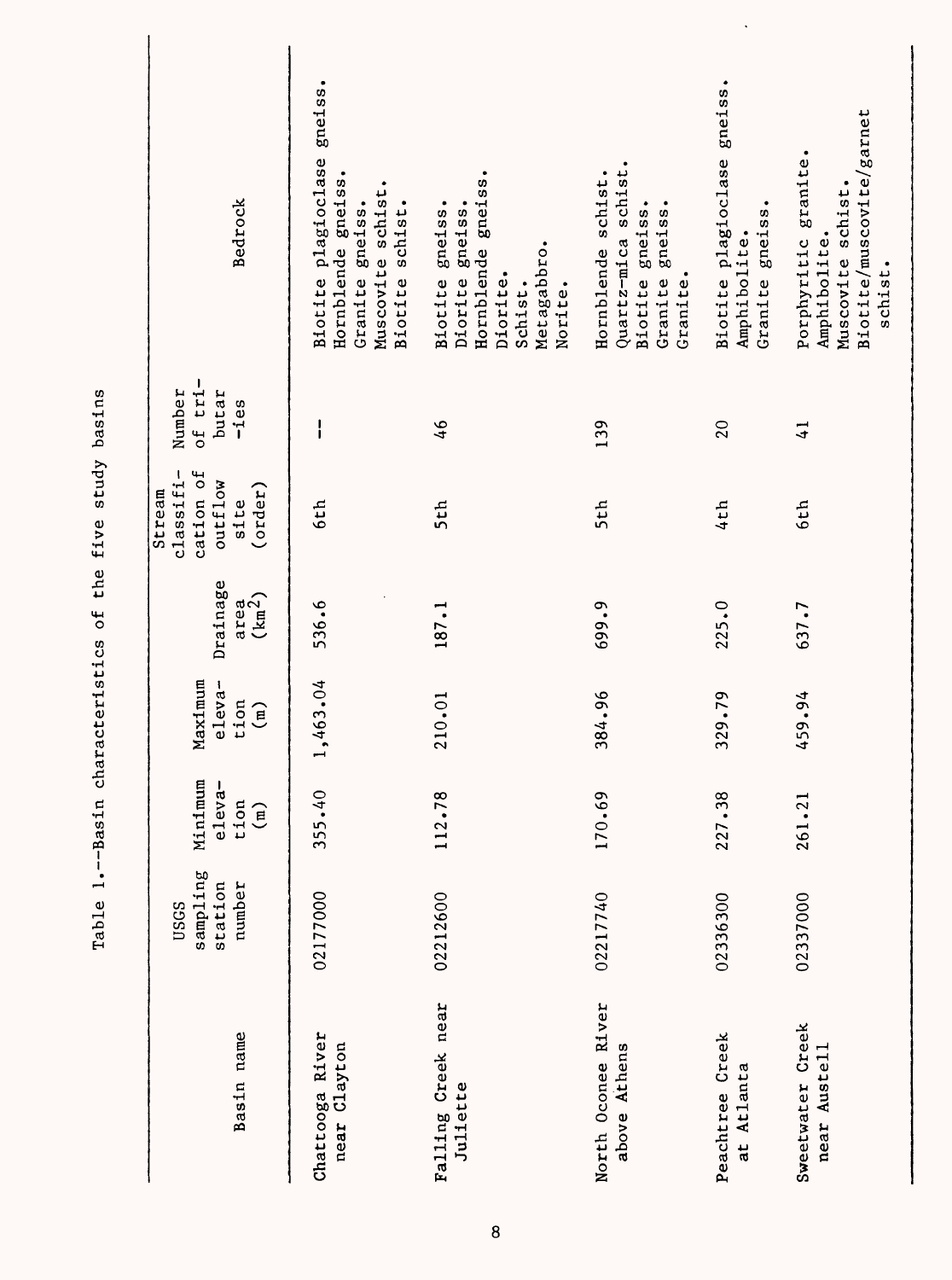Table 1.--Basin characteristics of the five study basins

| Basin name | USGS sampling station number | Minimum elevation (m) | Maximum elevation (m) | Drainage area ($km^2$) | Stream classification of outflow site (order) | Number of tributaries | Bedrock |
|---|---|---|---|---|---|---|---|
| Chattooga River near Clayton | 02177000 | 355.40 | 1,463.04 | 536.6 | 6th | -- | Biotite plagioclase gneiss. Hornblende gneiss. Granite gneiss. Muscovite schist. Biotite schist. |
| Falling Creek near Juliette | 02212600 | 112.78 | 210.01 | 187.1 | 5th | 46 | Biotite gneiss. Diorite gneiss. Hornblende gneiss. Diorite. Schist. Metagabbro. Norite. |
| North Oconee River above Athens | 02217740 | 170.69 | 384.96 | 699.9 | 5th | 139 | Hornblende schist. Quartz-mica schist. Biotite gneiss. Granite gneiss. Granite. |
| Peachtree Creek at Atlanta | 02336300 | 227.38 | 329.79 | 225.0 | 4th | 20 | Biotite plagioclase gneiss. Amphibolite. Granite gneiss. |
| Sweetwater Creek near Austell | 02337000 | 261.21 | 459.94 | 637.7 | 6th | 41 | Porphyritic granite. Amphibolite. Muscovite schist. Biotite/muscovite/garnet schist. |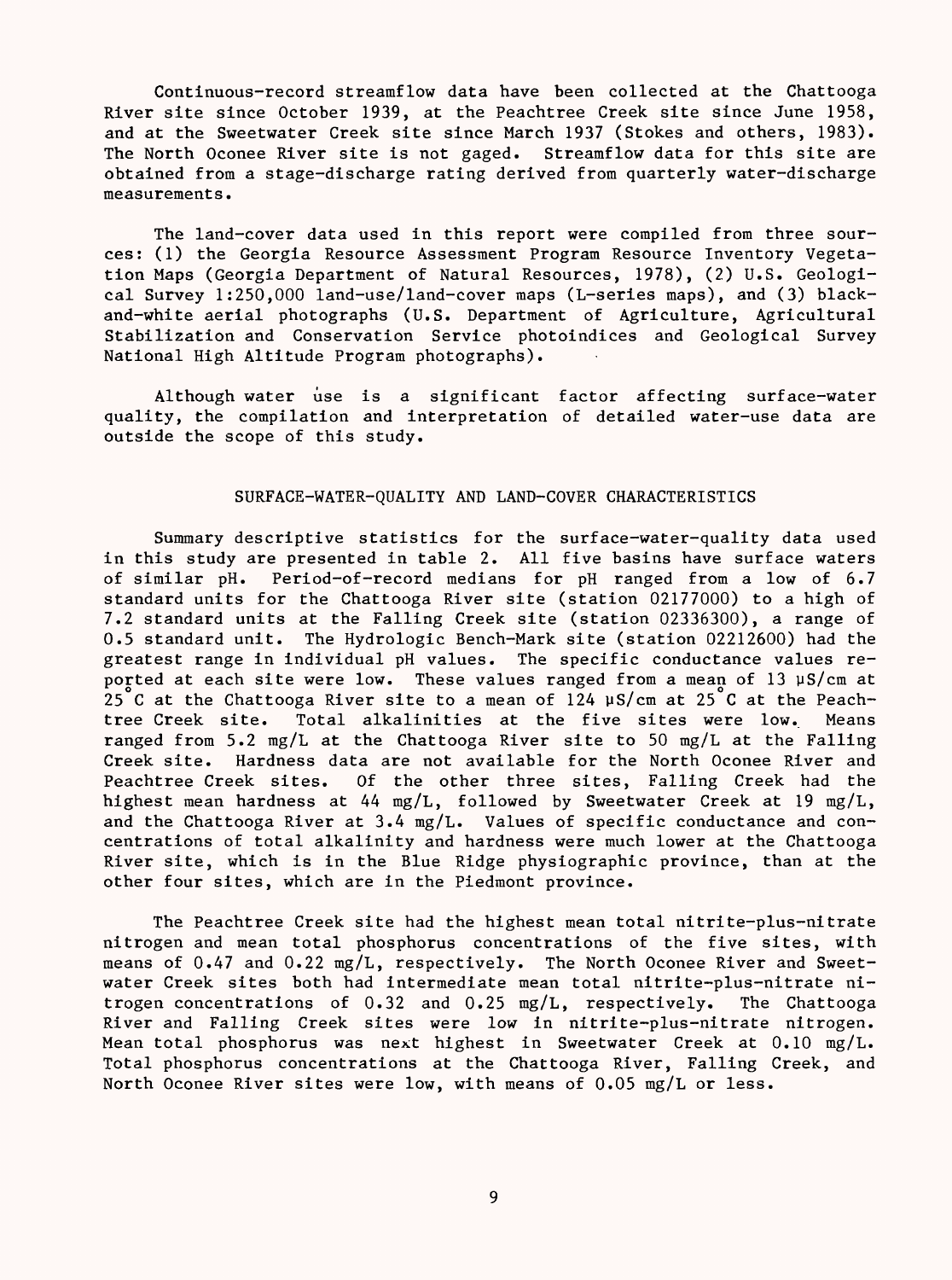Continuous-record streamflow data have been collected at the Chattooga River site since October 1939, at the Peachtree Creek site since June 1958, and at the Sweetwater Creek site since March 1937 (Stokes and others, 1983). The North Oconee River site is not gaged. Streamflow data for this site are obtained from a stage-discharge rating derived from quarterly water-discharge measurements.

The land-cover data used in this report were compiled from three sources: (1) the Georgia Resource Assessment Program Resource Inventory Vegetation Maps (Georgia Department of Natural Resources, 1978), (2) U.S. Geological Survey 1:250,000 land-use/land-cover maps (L-series maps), and (3) black-and-white aerial photographs (U.S. Department of Agriculture, Agricultural Stabilization and Conservation Service photoindices and Geological Survey National High Altitude Program photographs).

Although water use is a significant factor affecting surface-water quality, the compilation and interpretation of detailed water-use data are outside the scope of this study.

## SURFACE-WATER-QUALITY AND LAND-COVER CHARACTERISTICS

Summary descriptive statistics for the surface-water-quality data used in this study are presented in table 2. All five basins have surface waters of similar pH. Period-of-record medians for pH ranged from a low of 6.7 standard units for the Chattooga River site (station 02177000) to a high of 7.2 standard units at the Falling Creek site (station 02336300), a range of 0.5 standard unit. The Hydrologic Bench-Mark site (station 02212600) had the greatest range in individual pH values. The specific conductance values reported at each site were low. These values ranged from a mean of 13 µS/cm at 25°C at the Chattooga River site to a mean of 124 µS/cm at 25°C at the Peachtree Creek site. Total alkalinities at the five sites were low. Means ranged from 5.2 mg/L at the Chattooga River site to 50 mg/L at the Falling Creek site. Hardness data are not available for the North Oconee River and Peachtree Creek sites. Of the other three sites, Falling Creek had the highest mean hardness at 44 mg/L, followed by Sweetwater Creek at 19 mg/L, and the Chattooga River at 3.4 mg/L. Values of specific conductance and concentrations of total alkalinity and hardness were much lower at the Chattooga River site, which is in the Blue Ridge physiographic province, than at the other four sites, which are in the Piedmont province.

The Peachtree Creek site had the highest mean total nitrite-plus-nitrate nitrogen and mean total phosphorus concentrations of the five sites, with means of 0.47 and 0.22 mg/L, respectively. The North Oconee River and Sweetwater Creek sites both had intermediate mean total nitrite-plus-nitrate nitrogen concentrations of 0.32 and 0.25 mg/L, respectively. The Chattooga River and Falling Creek sites were low in nitrite-plus-nitrate nitrogen. Mean total phosphorus was next highest in Sweetwater Creek at 0.10 mg/L. Total phosphorus concentrations at the Chattooga River, Falling Creek, and North Oconee River sites were low, with means of 0.05 mg/L or less.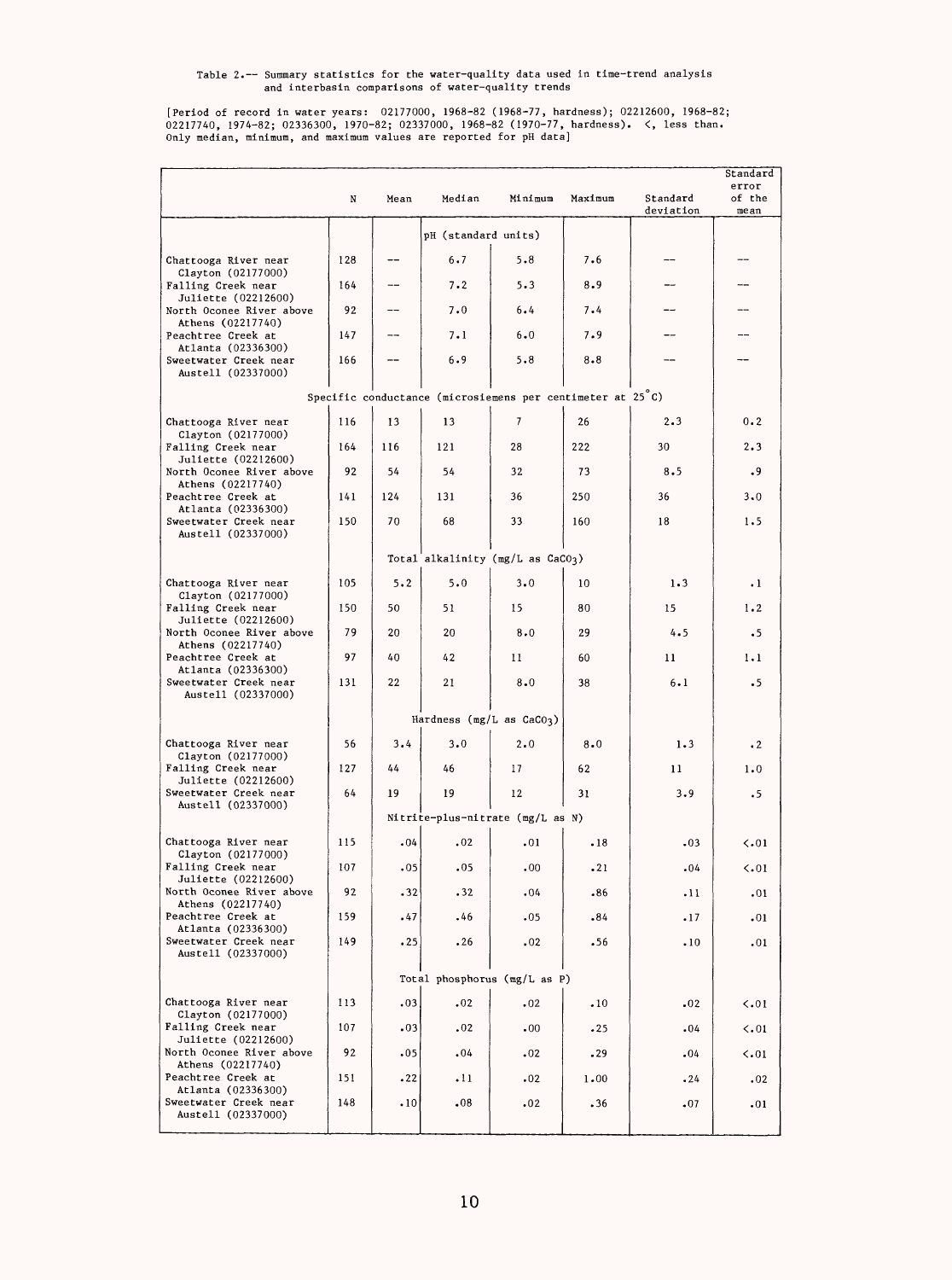Table 2.-- Summary statistics for the water-quality data used in time-trend analysis and interbasin comparisons of water-quality trends

[Period of record in water years: 02177000, 1968-82 (1968-77, hardness); 02212600, 1968-82; 02217740, 1974-82; 02336300, 1970-82; 02337000, 1968-82 (1970-77, hardness). <, less than. Only median, minimum, and maximum values are reported for pH data]

| | N | Mean | Median | Minimum | Maximum | Standard deviation | Standard error of the mean |
|---|---|---|---|---|---|---|---|
| | | | pH (standard units) | | | | |
| Chattooga River near Clayton (02177000) | 128 | -- | 6.7 | 5.8 | 7.6 | -- | -- |
| Falling Creek near Juliette (02212600) | 164 | -- | 7.2 | 5.3 | 8.9 | -- | -- |
| North Oconee River above Athens (02217740) | 92 | -- | 7.0 | 6.4 | 7.4 | -- | -- |
| Peachtree Creek at Atlanta (02336300) | 147 | -- | 7.1 | 6.0 | 7.9 | -- | -- |
| Sweetwater Creek near Austell (02337000) | 166 | -- | 6.9 | 5.8 | 8.8 | -- | -- |
| | | | Specific conductance (microsiemens per centimeter at 25°C) | | | | |
| Chattooga River near Clayton (02177000) | 116 | 13 | 13 | 7 | 26 | 2.3 | 0.2 |
| Falling Creek near Juliette (02212600) | 164 | 116 | 121 | 28 | 222 | 30 | 2.3 |
| North Oconee River above Athens (02217740) | 92 | 54 | 54 | 32 | 73 | 8.5 | .9 |
| Peachtree Creek at Atlanta (02336300) | 141 | 124 | 131 | 36 | 250 | 36 | 3.0 |
| Sweetwater Creek near Austell (02337000) | 150 | 70 | 68 | 33 | 160 | 18 | 1.5 |
| | | | Total alkalinity (mg/L as $CaCO_3$) | | | | |
| Chattooga River near Clayton (02177000) | 105 | 5.2 | 5.0 | 3.0 | 10 | 1.3 | .1 |
| Falling Creek near Juliette (02212600) | 150 | 50 | 51 | 15 | 80 | 15 | 1.2 |
| North Oconee River above Athens (02217740) | 79 | 20 | 20 | 8.0 | 29 | 4.5 | .5 |
| Peachtree Creek at Atlanta (02336300) | 97 | 40 | 42 | 11 | 60 | 11 | 1.1 |
| Sweetwater Creek near Austell (02337000) | 131 | 22 | 21 | 8.0 | 38 | 6.1 | .5 |
| | | | Hardness (mg/L as $CaCO_3$) | | | | |
| Chattooga River near Clayton (02177000) | 56 | 3.4 | 3.0 | 2.0 | 8.0 | 1.3 | .2 |
| Falling Creek near Juliette (02212600) | 127 | 44 | 46 | 17 | 62 | 11 | 1.0 |
| Sweetwater Creek near Austell (02337000) | 64 | 19 | 19 | 12 | 31 | 3.9 | .5 |
| | | | Nitrite-plus-nitrate (mg/L as N) | | | | |
| Chattooga River near Clayton (02177000) | 115 | .04 | .02 | .01 | .18 | .03 | <.01 |
| Falling Creek near Juliette (02212600) | 107 | .05 | .05 | .00 | .21 | .04 | <.01 |
| North Oconee River above Athens (02217740) | 92 | .32 | .32 | .04 | .86 | .11 | .01 |
| Peachtree Creek at Atlanta (02336300) | 159 | .47 | .46 | .05 | .84 | .17 | .01 |
| Sweetwater Creek near Austell (02337000) | 149 | .25 | .26 | .02 | .56 | .10 | .01 |
| | | | Total phosphorus (mg/L as P) | | | | |
| Chattooga River near Clayton (02177000) | 113 | .03 | .02 | .02 | .10 | .02 | <.01 |
| Falling Creek near Juliette (02212600) | 107 | .03 | .02 | .00 | .25 | .04 | <.01 |
| North Oconee River above Athens (02217740) | 92 | .05 | .04 | .02 | .29 | .04 | <.01 |
| Peachtree Creek at Atlanta (02336300) | 151 | .22 | .11 | .02 | 1.00 | .24 | .02 |
| Sweetwater Creek near Austell (02337000) | 148 | .10 | .08 | .02 | .36 | .07 | .01 |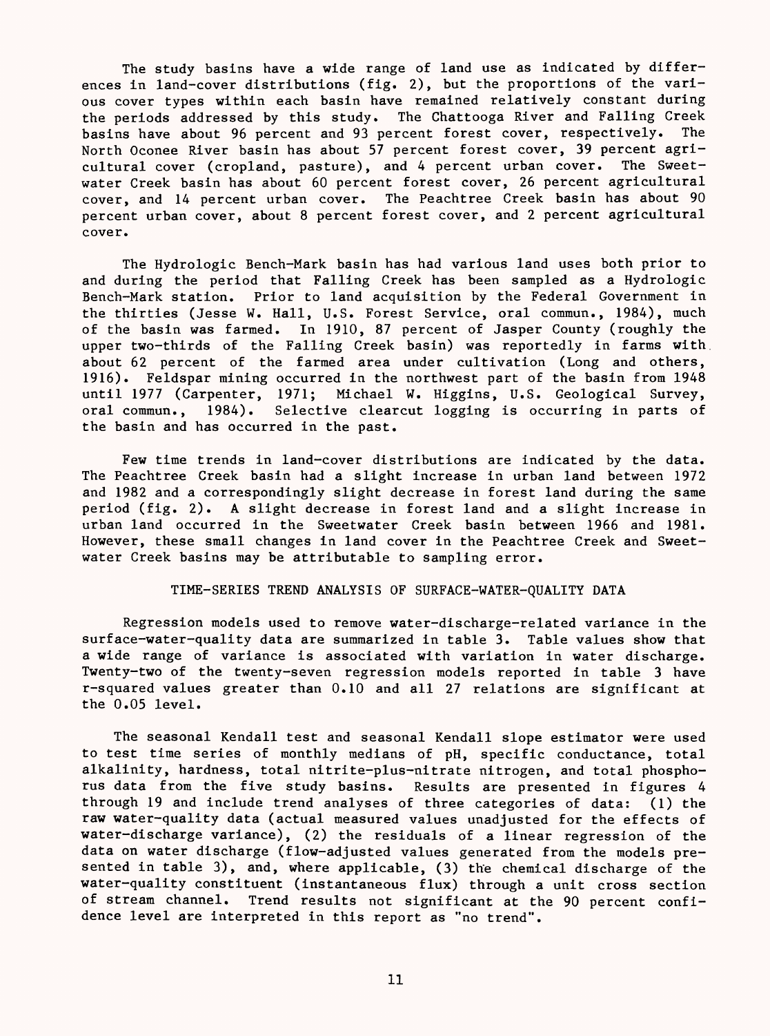The study basins have a wide range of land use as indicated by differences in land-cover distributions (fig. 2), but the proportions of the various cover types within each basin have remained relatively constant during the periods addressed by this study. The Chattooga River and Falling Creek basins have about 96 percent and 93 percent forest cover, respectively. The North Oconee River basin has about 57 percent forest cover, 39 percent agricultural cover (cropland, pasture), and 4 percent urban cover. The Sweetwater Creek basin has about 60 percent forest cover, 26 percent agricultural cover, and 14 percent urban cover. The Peachtree Creek basin has about 90 percent urban cover, about 8 percent forest cover, and 2 percent agricultural cover.

The Hydrologic Bench-Mark basin has had various land uses both prior to and during the period that Falling Creek has been sampled as a Hydrologic Bench-Mark station. Prior to land acquisition by the Federal Government in the thirties (Jesse W. Hall, U.S. Forest Service, oral commun., 1984), much of the basin was farmed. In 1910, 87 percent of Jasper County (roughly the upper two-thirds of the Falling Creek basin) was reportedly in farms with about 62 percent of the farmed area under cultivation (Long and others, 1916). Feldspar mining occurred in the northwest part of the basin from 1948 until 1977 (Carpenter, 1971; Michael W. Higgins, U.S. Geological Survey, oral commun., 1984). Selective clearcut logging is occurring in parts of the basin and has occurred in the past.

Few time trends in land-cover distributions are indicated by the data. The Peachtree Creek basin had a slight increase in urban land between 1972 and 1982 and a correspondingly slight decrease in forest land during the same period (fig. 2). A slight decrease in forest land and a slight increase in urban land occurred in the Sweetwater Creek basin between 1966 and 1981. However, these small changes in land cover in the Peachtree Creek and Sweetwater Creek basins may be attributable to sampling error.

## TIME-SERIES TREND ANALYSIS OF SURFACE-WATER-QUALITY DATA

Regression models used to remove water-discharge-related variance in the surface-water-quality data are summarized in table 3. Table values show that a wide range of variance is associated with variation in water discharge. Twenty-two of the twenty-seven regression models reported in table 3 have r-squared values greater than 0.10 and all 27 relations are significant at the 0.05 level.

The seasonal Kendall test and seasonal Kendall slope estimator were used to test time series of monthly medians of pH, specific conductance, total alkalinity, hardness, total nitrite-plus-nitrate nitrogen, and total phosphorus data from the five study basins. Results are presented in figures 4 through 19 and include trend analyses of three categories of data: (1) the raw water-quality data (actual measured values unadjusted for the effects of water-discharge variance), (2) the residuals of a linear regression of the data on water discharge (flow-adjusted values generated from the models presented in table 3), and, where applicable, (3) the chemical discharge of the water-quality constituent (instantaneous flux) through a unit cross section of stream channel. Trend results not significant at the 90 percent confidence level are interpreted in this report as "no trend".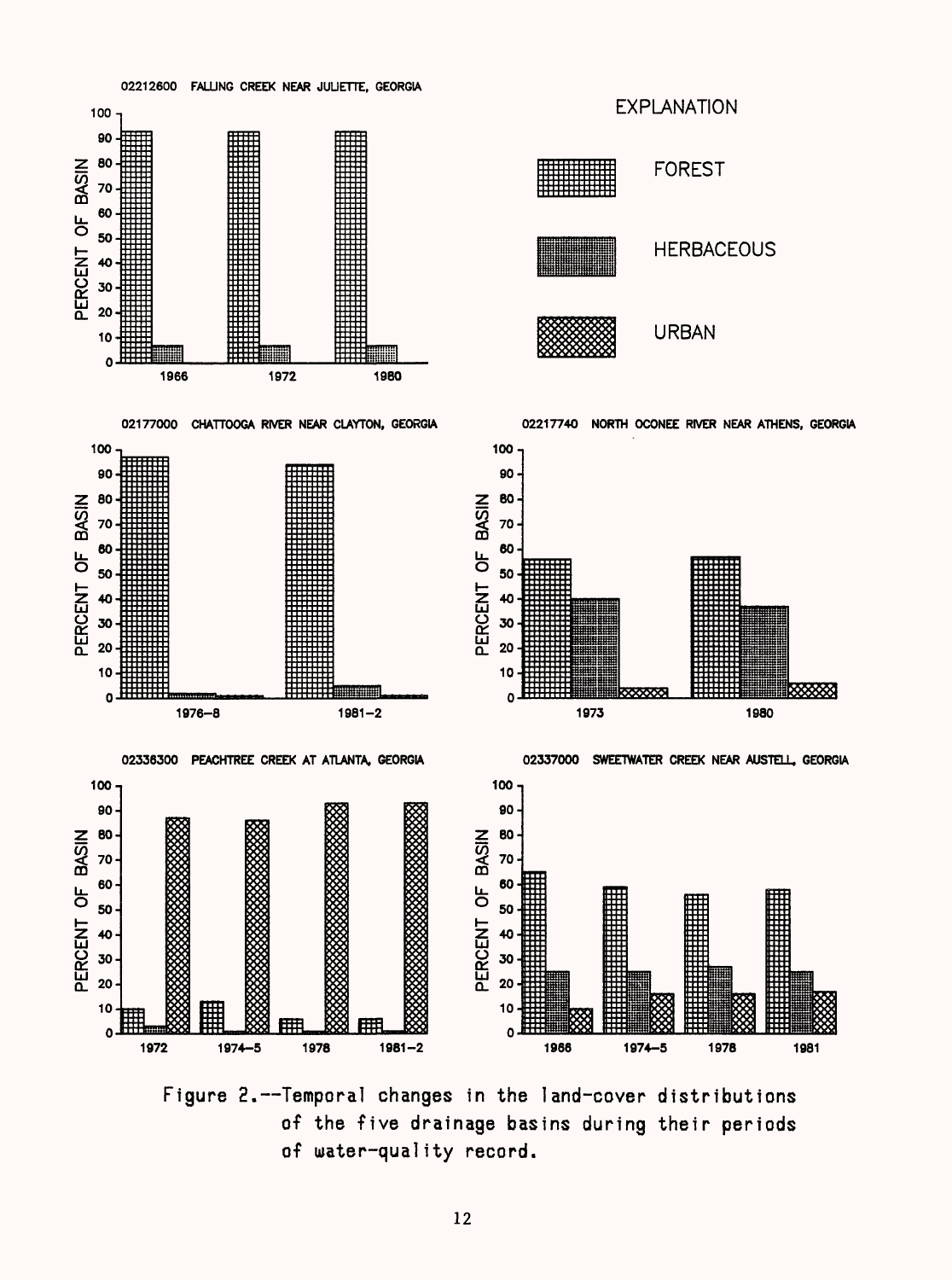Figure 2.--Temporal changes in the land-cover distributions of the five drainage basins during their periods of water-quality record.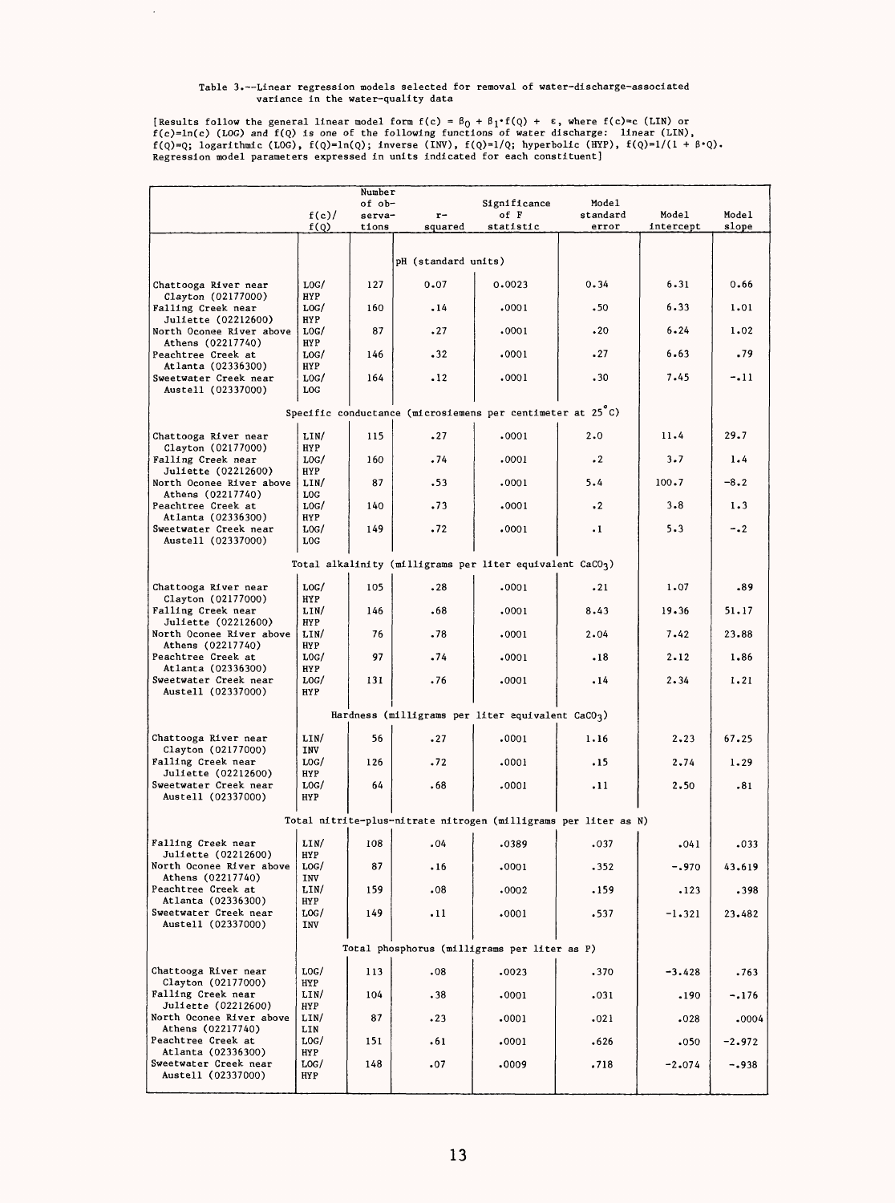Table 3.--Linear regression models selected for removal of water-discharge-associated variance in the water-quality data

[Results follow the general linear model form $f(c) = \beta_0 + \beta_1 * f(Q) + \varepsilon$, where f(c)=c (LIN) or f(c)=ln(c) (LOG) and f(Q) is one of the following functions of water discharge: linear (LIN), f(Q)=Q; logarithmic (LOG), f(Q)=ln(Q); inverse (INV), f(Q)=1/Q; hyperbolic (HYP), $f(Q)=1/(1 + \beta * Q)$. Regression model parameters expressed in units indicated for each constituent]

| | f(c)/ f(Q) | Number of observations | r-squared | Significance of F statistic | Model standard error | Model intercept | Model slope |
|---|---|---|---|---|---|---|---|
| **pH (standard units)** | | | | | | | |
| Chattooga River near Clayton (02177000) | LOG/ HYP | 127 | 0.07 | 0.0023 | 0.34 | 6.31 | 0.66 |
| Falling Creek near Juliette (02212600) | LOG/ HYP | 160 | .14 | .0001 | .50 | 6.33 | 1.01 |
| North Oconee River above Athens (02217740) | LOG/ HYP | 87 | .27 | .0001 | .20 | 6.24 | 1.02 |
| Peachtree Creek at Atlanta (02336300) | LOG/ HYP | 146 | .32 | .0001 | .27 | 6.63 | .79 |
| Sweetwater Creek near Austell (02337000) | LOG/ LOG | 164 | .12 | .0001 | .30 | 7.45 | -.11 |
| **Specific conductance (microsiemens per centimeter at 25°C)** | | | | | | | |
| Chattooga River near Clayton (02177000) | LIN/ HYP | 115 | .27 | .0001 | 2.0 | 11.4 | 29.7 |
| Falling Creek near Juliette (02212600) | LOG/ HYP | 160 | .74 | .0001 | .2 | 3.7 | 1.4 |
| North Oconee River above Athens (02217740) | LIN/ LOG | 87 | .53 | .0001 | 5.4 | 100.7 | -8.2 |
| Peachtree Creek at Atlanta (02336300) | LOG/ HYP | 140 | .73 | .0001 | .2 | 3.8 | 1.3 |
| Sweetwater Creek near Austell (02337000) | LOG/ LOG | 149 | .72 | .0001 | .1 | 5.3 | -.2 |
| **Total alkalinity (milligrams per liter equivalent $CaCO_3$)** | | | | | | | |
| Chattooga River near Clayton (02177000) | LOG/ HYP | 105 | .28 | .0001 | .21 | 1.07 | .89 |
| Falling Creek near Juliette (02212600) | LIN/ HYP | 146 | .68 | .0001 | 8.43 | 19.36 | 51.17 |
| North Oconee River above Athens (02217740) | LIN/ HYP | 76 | .78 | .0001 | 2.04 | 7.42 | 23.88 |
| Peachtree Creek at Atlanta (02336300) | LOG/ HYP | 97 | .74 | .0001 | .18 | 2.12 | 1.86 |
| Sweetwater Creek near Austell (02337000) | LOG/ HYP | 131 | .76 | .0001 | .14 | 2.34 | 1.21 |
| **Hardness (milligrams per liter equivalent $CaCO_3$)** | | | | | | | |
| Chattooga River near Clayton (02177000) | LIN/ INV | 56 | .27 | .0001 | 1.16 | 2.23 | 67.25 |
| Falling Creek near Juliette (02212600) | LOG/ HYP | 126 | .72 | .0001 | .15 | 2.74 | 1.29 |
| Sweetwater Creek near Austell (02337000) | LOG/ HYP | 64 | .68 | .0001 | .11 | 2.50 | .81 |
| **Total nitrite-plus-nitrate nitrogen (milligrams per liter as N)** | | | | | | | |
| Falling Creek near Juliette (02212600) | LIN/ HYP | 108 | .04 | .0389 | .037 | .041 | .033 |
| North Oconee River above Athens (02217740) | LOG/ INV | 87 | .16 | .0001 | .352 | -.970 | 43.619 |
| Peachtree Creek at Atlanta (02336300) | LIN/ HYP | 159 | .08 | .0002 | .159 | .123 | .398 |
| Sweetwater Creek near Austell (02337000) | LOG/ INV | 149 | .11 | .0001 | .537 | -1.321 | 23.482 |
| **Total phosphorus (milligrams per liter as P)** | | | | | | | |
| Chattooga River near Clayton (02177000) | LOG/ HYP | 113 | .08 | .0023 | .370 | -3.428 | .763 |
| Falling Creek near Juliette (02212600) | LIN/ HYP | 104 | .38 | .0001 | .031 | .190 | -.176 |
| North Oconee River above Athens (02217740) | LIN/ LIN | 87 | .23 | .0001 | .021 | .028 | .0004 |
| Peachtree Creek at Atlanta (02336300) | LOG/ HYP | 151 | .61 | .0001 | .626 | .050 | -2.972 |
| Sweetwater Creek near Austell (02337000) | LOG/ HYP | 148 | .07 | .0009 | .718 | -2.074 | -.938 |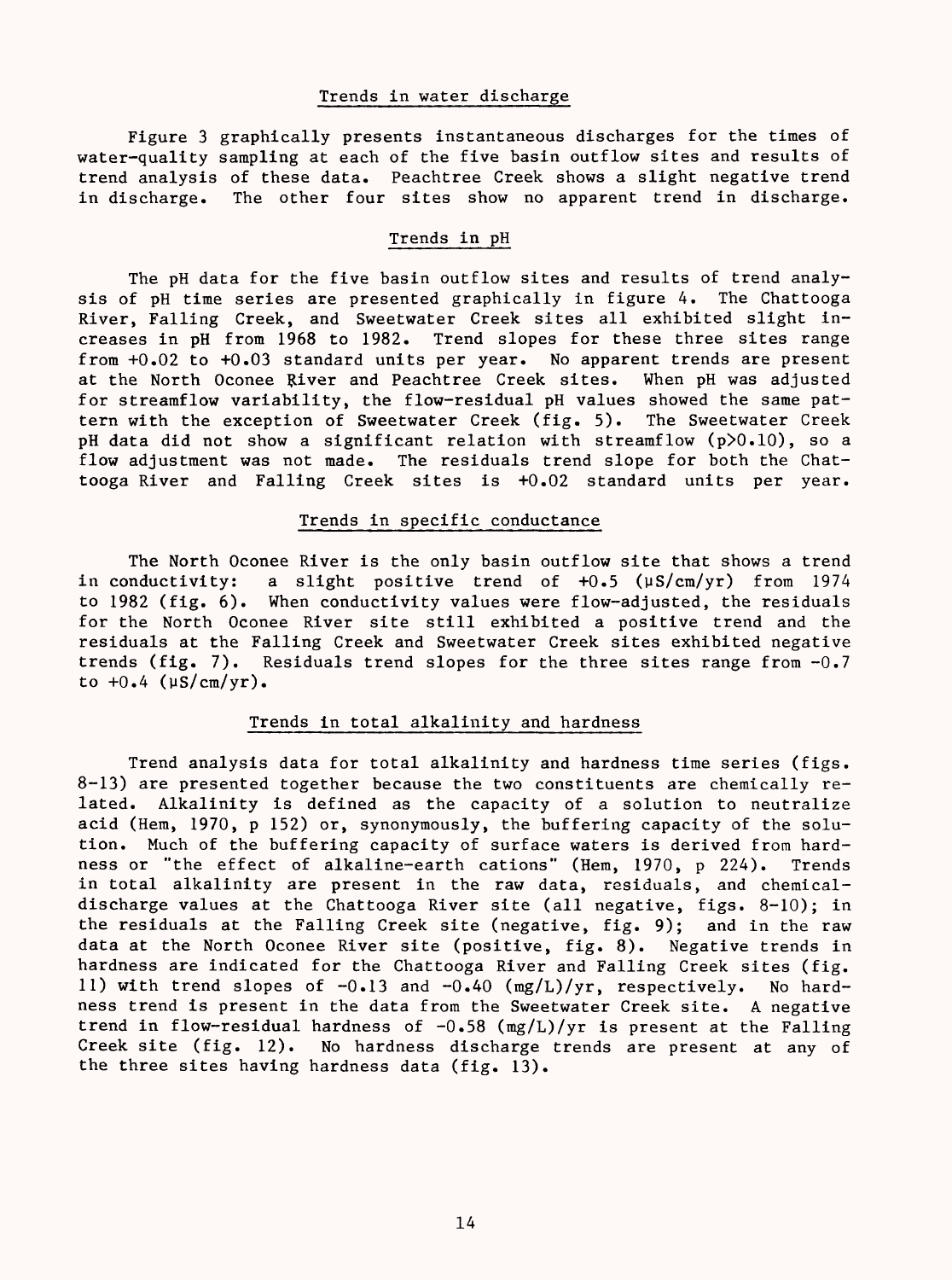### Trends in water discharge

Figure 3 graphically presents instantaneous discharges for the times of water-quality sampling at each of the five basin outflow sites and results of trend analysis of these data. Peachtree Creek shows a slight negative trend in discharge. The other four sites show no apparent trend in discharge.

### Trends in pH

The pH data for the five basin outflow sites and results of trend analysis of pH time series are presented graphically in figure 4. The Chattooga River, Falling Creek, and Sweetwater Creek sites all exhibited slight increases in pH from 1968 to 1982. Trend slopes for these three sites range from +0.02 to +0.03 standard units per year. No apparent trends are present at the North Oconee River and Peachtree Creek sites. When pH was adjusted for streamflow variability, the flow-residual pH values showed the same pattern with the exception of Sweetwater Creek (fig. 5). The Sweetwater Creek pH data did not show a significant relation with streamflow ($p>0.10$), so a flow adjustment was not made. The residuals trend slope for both the Chattooga River and Falling Creek sites is +0.02 standard units per year.

### Trends in specific conductance

The North Oconee River is the only basin outflow site that shows a trend in conductivity: a slight positive trend of +0.5 (μS/cm/yr) from 1974 to 1982 (fig. 6). When conductivity values were flow-adjusted, the residuals for the North Oconee River site still exhibited a positive trend and the residuals at the Falling Creek and Sweetwater Creek sites exhibited negative trends (fig. 7). Residuals trend slopes for the three sites range from -0.7 to +0.4 (μS/cm/yr).

### Trends in total alkalinity and hardness

Trend analysis data for total alkalinity and hardness time series (figs. 8-13) are presented together because the two constituents are chemically related. Alkalinity is defined as the capacity of a solution to neutralize acid (Hem, 1970, p 152) or, synonymously, the buffering capacity of the solution. Much of the buffering capacity of surface waters is derived from hardness or "the effect of alkaline-earth cations" (Hem, 1970, p 224). Trends in total alkalinity are present in the raw data, residuals, and chemical-discharge values at the Chattooga River site (all negative, figs. 8-10); in the residuals at the Falling Creek site (negative, fig. 9); and in the raw data at the North Oconee River site (positive, fig. 8). Negative trends in hardness are indicated for the Chattooga River and Falling Creek sites (fig. 11) with trend slopes of -0.13 and -0.40 (mg/L)/yr, respectively. No hardness trend is present in the data from the Sweetwater Creek site. A negative trend in flow-residual hardness of -0.58 (mg/L)/yr is present at the Falling Creek site (fig. 12). No hardness discharge trends are present at any of the three sites having hardness data (fig. 13).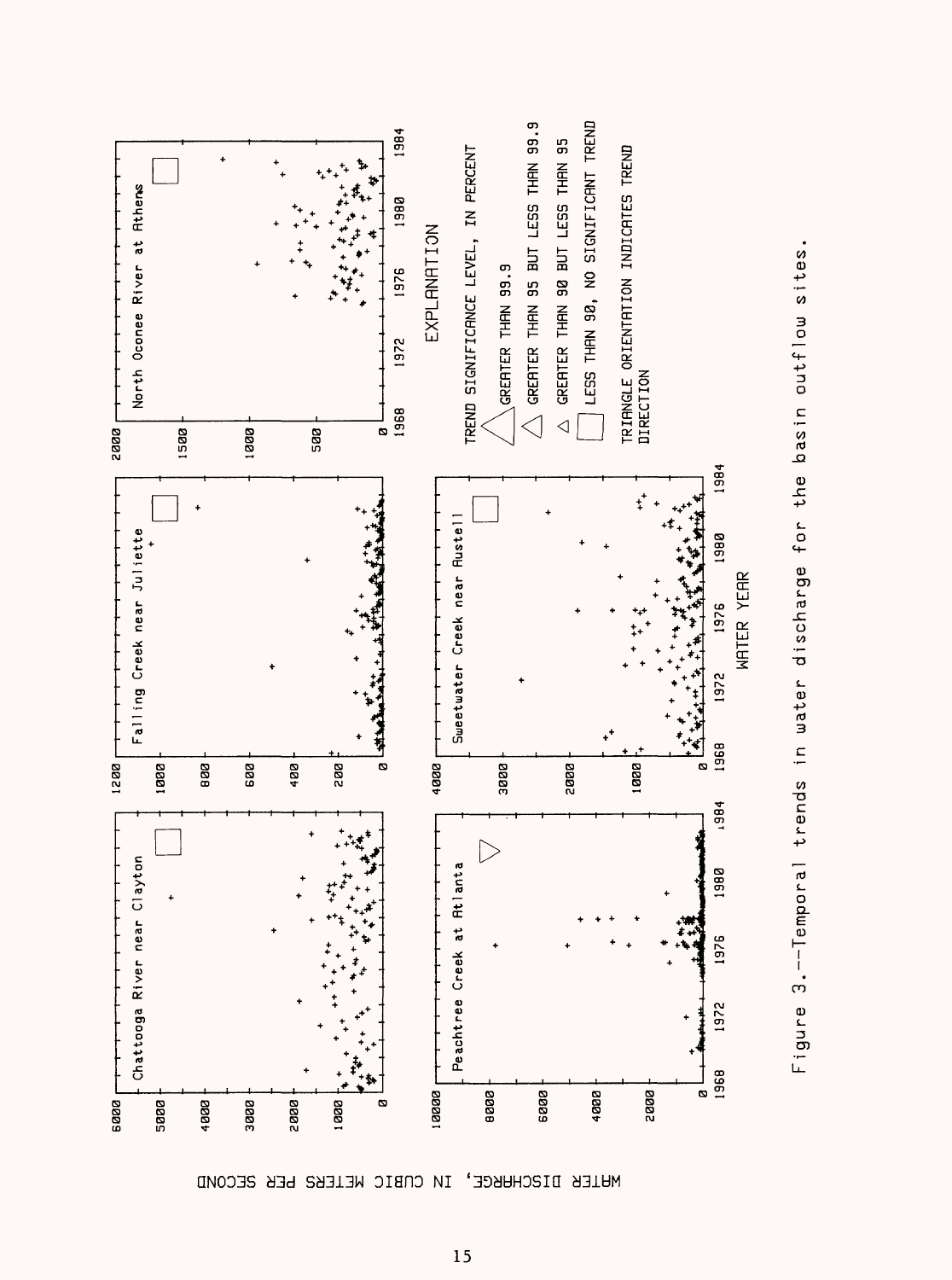WATER DISCHARGE, IN CUBIC METERS PER SECOND

Chattooga River near Clayton

Falling Creek near Juliette

North Oconee River at Athens

Peachtree Creek at Atlanta

Sweetwater Creek near Austell

WATER YEAR

EXPLANATION

TREND SIGNIFICANCE LEVEL, IN PERCENT

- GREATER THAN 99.9
- GREATER THAN 95 BUT LESS THAN 99.9
- GREATER THAN 90 BUT LESS THAN 95
- LESS THAN 90, NO SIGNIFICANT TREND

TRIANGLE ORIENTATION INDICATES TREND DIRECTION

Figure 3.--Temporal trends in water discharge for the basin outflow sites.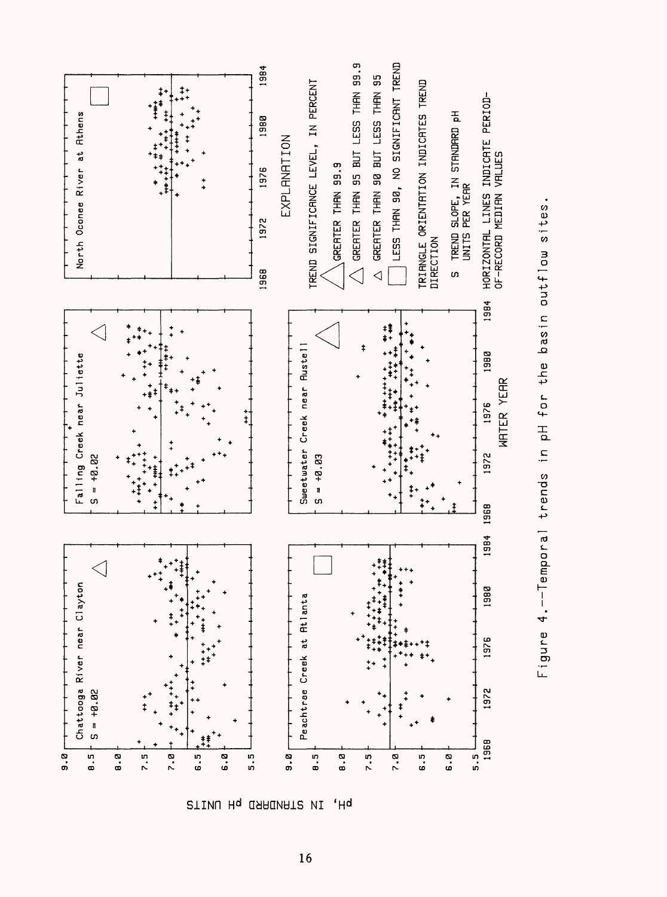North Oconee River at Athens

Falling Creek near Juliette

S = +0.02

Chattooga River near Clayton

S = +0.02

Sweetwater Creek near Austell

S = +0.03

Peachtree Creek at Atlanta

pH, IN STANDARD pH UNITS

WATER YEAR

EXPLANATION

TREND SIGNIFICANCE LEVEL, IN PERCENT

GREATER THAN 99.9

GREATER THAN 95 BUT LESS THAN 99.9

GREATER THAN 90 BUT LESS THAN 95

LESS THAN 90, NO SIGNIFICANT TREND

TRIANGLE ORIENTATION INDICATES TREND DIRECTION

S TREND SLOPE, IN STANDARD pH UNITS PER YEAR

HORIZONTAL LINES INDICATE PERIOD-OF-RECORD MEDIAN VALUES

Figure 4.--Temporal trends in pH for the basin outflow sites.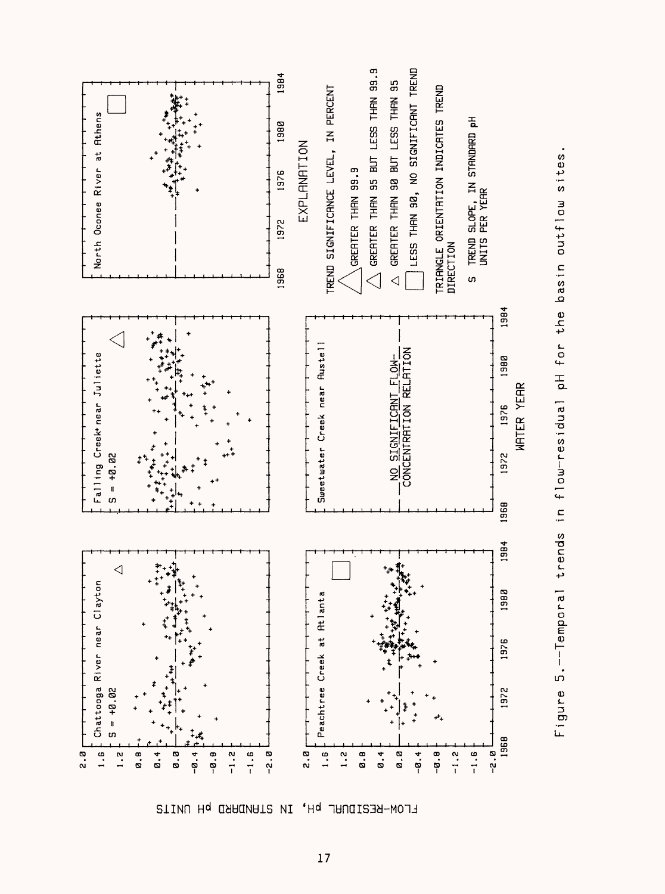Figure 5.--Temporal trends in flow-residual pH for the basin outflow sites.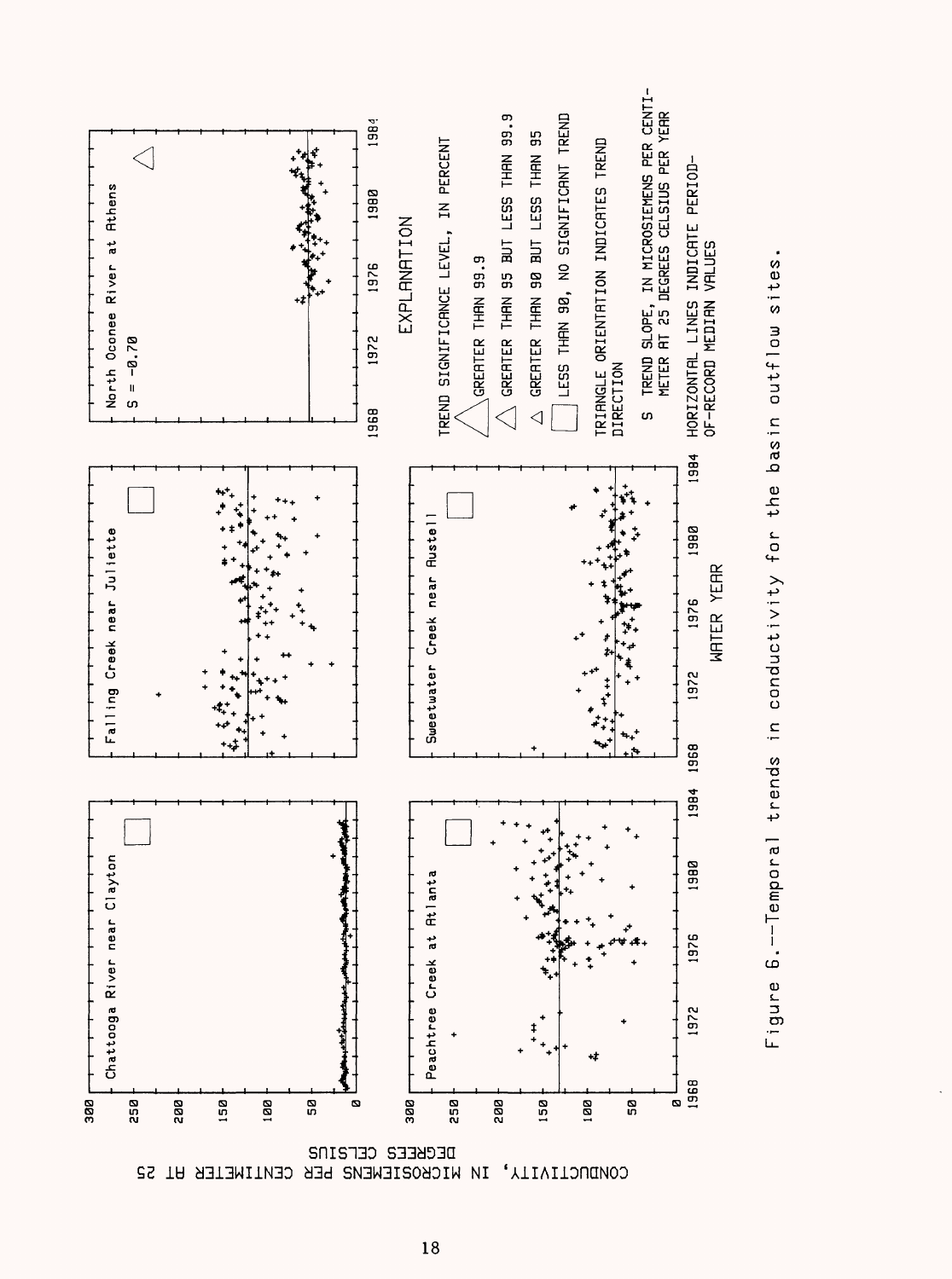CONDUCTIVITY, IN MICROSIEMENS PER CENTIMETER AT 25 DEGREES CELSIUS

Chattooga River near Clayton

Falling Creek near Juliette

North Oconee River at Athens

S = -0.70

Peachtree Creek at Atlanta

Sweetwater Creek near Austell

WATER YEAR

EXPLANATION

TREND SIGNIFICANCE LEVEL, IN PERCENT

- GREATER THAN 99.9
- GREATER THAN 95 BUT LESS THAN 99.9
- GREATER THAN 90 BUT LESS THAN 95
- LESS THAN 90, NO SIGNIFICANT TREND

TRIANGLE ORIENTATION INDICATES TREND DIRECTION

S TREND SLOPE, IN MICROSIEMENS PER CENTIMETER AT 25 DEGREES CELSIUS PER YEAR

HORIZONTAL LINES INDICATE PERIOD-OF-RECORD MEDIAN VALUES

Figure 6.--Temporal trends in conductivity for the basin outflow sites.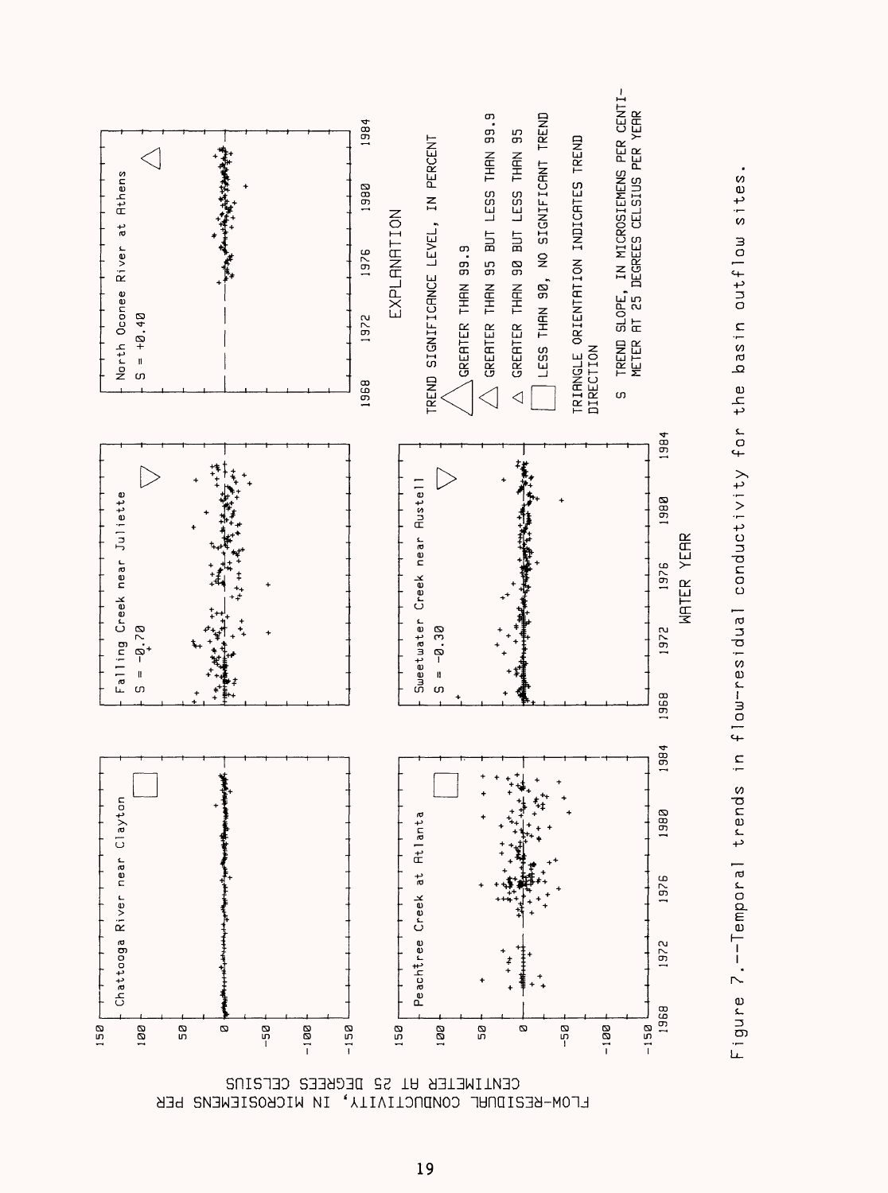FLOW-RESIDUAL CONDUCTIVITY, IN MICROSIEMENS PER CENTIMETER AT 25 DEGREES CELSIUS

Chattooga River near Clayton

Falling Creek near Juliette

S = -0.70

North Oconee River at Athens

S = +0.40

Peachtree Creek at Atlanta

Sweetwater Creek near Austell

S = -0.30

WATER YEAR

EXPLANATION

TREND SIGNIFICANCE LEVEL, IN PERCENT

- GREATER THAN 99.9
- GREATER THAN 95 BUT LESS THAN 99.9
- GREATER THAN 90 BUT LESS THAN 95
- LESS THAN 90, NO SIGNIFICANT TREND

TRIANGLE ORIENTATION INDICATES TREND DIRECTION

S TREND SLOPE, IN MICROSIEMENS PER CENTIMETER AT 25 DEGREES CELSIUS PER YEAR

Figure 7.--Temporal trends in flow-residual conductivity for the basin outflow sites.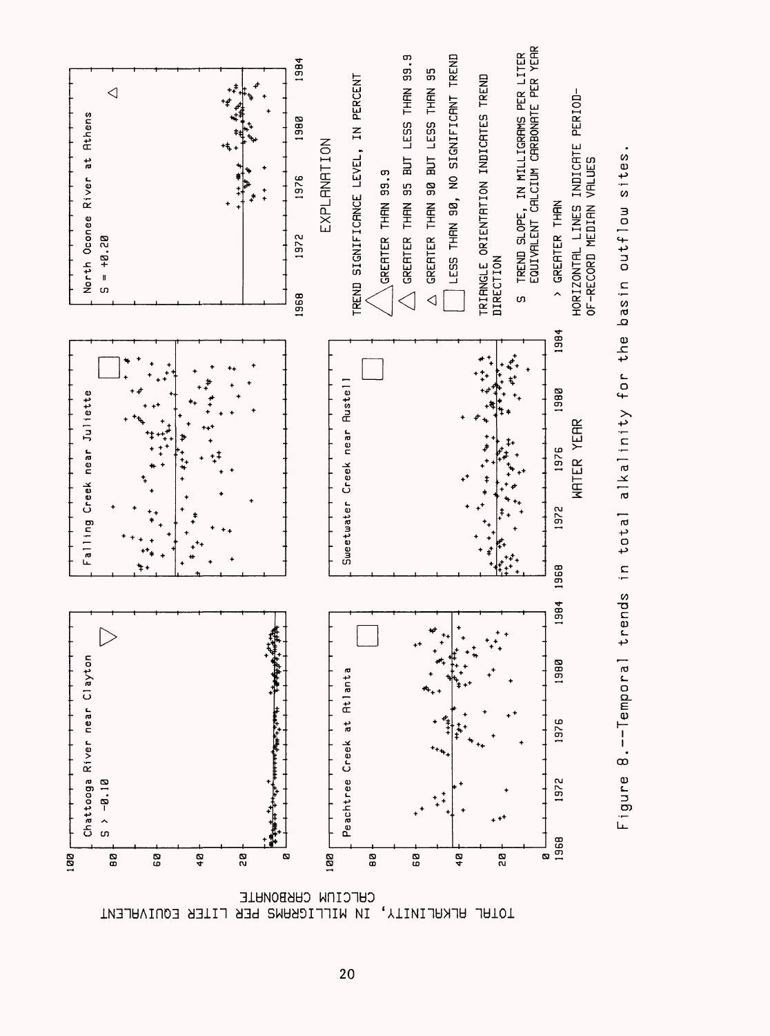TOTAL ALKALINITY, IN MILLIGRAMS PER LITER EQUIVALENT CALCIUM CARBONATE

Chattooga River near Clayton

S > -0.10

Falling Creek near Juliette

North Oconee River at Athens

S = +0.20

Peachtree Creek at Atlanta

Sweetwater Creek near Austell

WATER YEAR

EXPLANATION

TREND SIGNIFICANCE LEVEL, IN PERCENT

- GREATER THAN 99.9
- GREATER THAN 95 BUT LESS THAN 99.9
- GREATER THAN 90 BUT LESS THAN 95
- LESS THAN 90, NO SIGNIFICANT TREND

TRIANGLE ORIENTATION INDICATES TREND DIRECTION

S TREND SLOPE, IN MILLIGRAMS PER LITER EQUIVALENT CALCIUM CARBONATE PER YEAR

> GREATER THAN

HORIZONTAL LINES INDICATE PERIOD-OF-RECORD MEDIAN VALUES

Figure 8.--Temporal trends in total alkalinity for the basin outflow sites.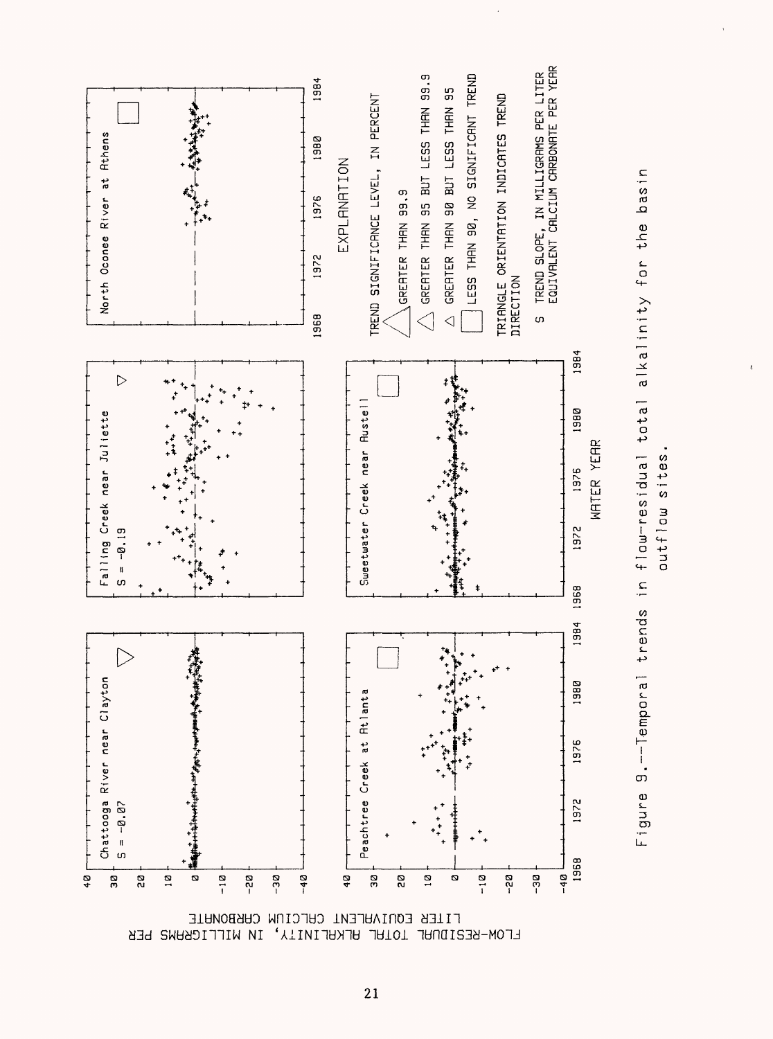Chattooga River near Clayton

S = -0.07

Falling Creek near Juliette

S = -0.19

North Oconee River at Athens

Peachtree Creek at Atlanta

Sweetwater Creek near Austell

FLOW-RESIDUAL TOTAL ALKALINITY, IN MILLIGRAMS PER LITER EQUIVALENT CALCIUM CARBONATE

WATER YEAR

EXPLANATION

TREND SIGNIFICANCE LEVEL, IN PERCENT

- GREATER THAN 99.9
- GREATER THAN 95 BUT LESS THAN 99.9
- GREATER THAN 90 BUT LESS THAN 95
- LESS THAN 90, NO SIGNIFICANT TREND

TRIANGLE ORIENTATION INDICATES TREND DIRECTION

S TREND SLOPE, IN MILLIGRAMS PER LITER EQUIVALENT CALCIUM CARBONATE PER YEAR

Figure 9.--Temporal trends in flow-residual total alkalinity for the basin outflow sites.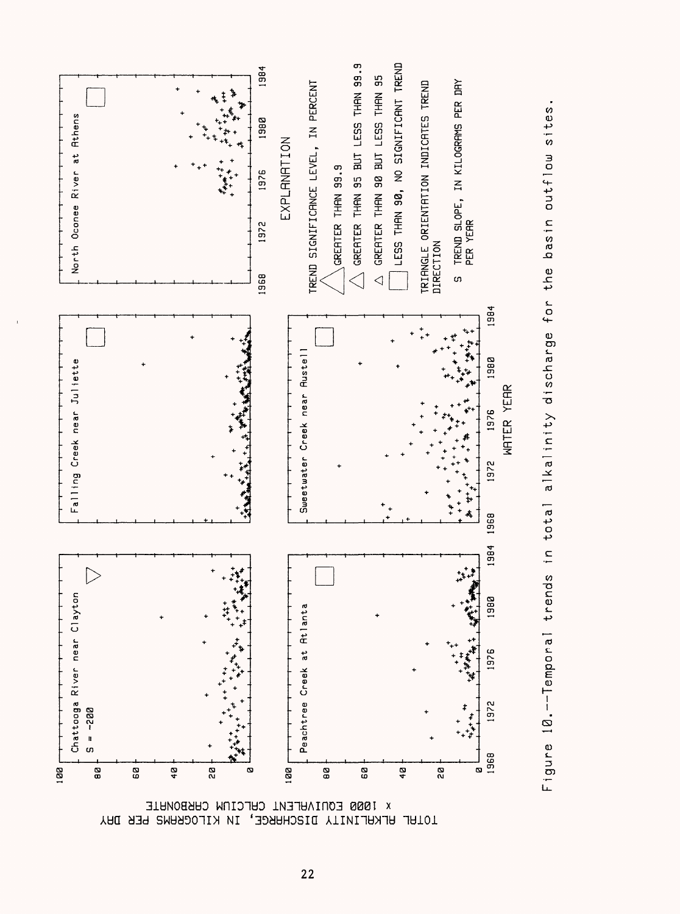TOTAL ALKALINITY DISCHARGE, IN KILOGRAMS PER DAY x 1000 EQUIVALENT CALCIUM CARBONATE

Chattooga River near Clayton
S = -200

Falling Creek near Juliette

North Oconee River at Athens

Peachtree Creek at Atlanta

Sweetwater Creek near Austell

WATER YEAR

EXPLANATION

TREND SIGNIFICANCE LEVEL, IN PERCENT

- GREATER THAN 99.9
- GREATER THAN 95 BUT LESS THAN 99.9
- GREATER THAN 90 BUT LESS THAN 95
- LESS THAN 90, NO SIGNIFICANT TREND

TRIANGLE ORIENTATION INDICATES TREND DIRECTION

S TREND SLOPE, IN KILOGRAMS PER DAY PER YEAR

Figure 10.--Temporal trends in total alkalinity discharge for the basin outflow sites.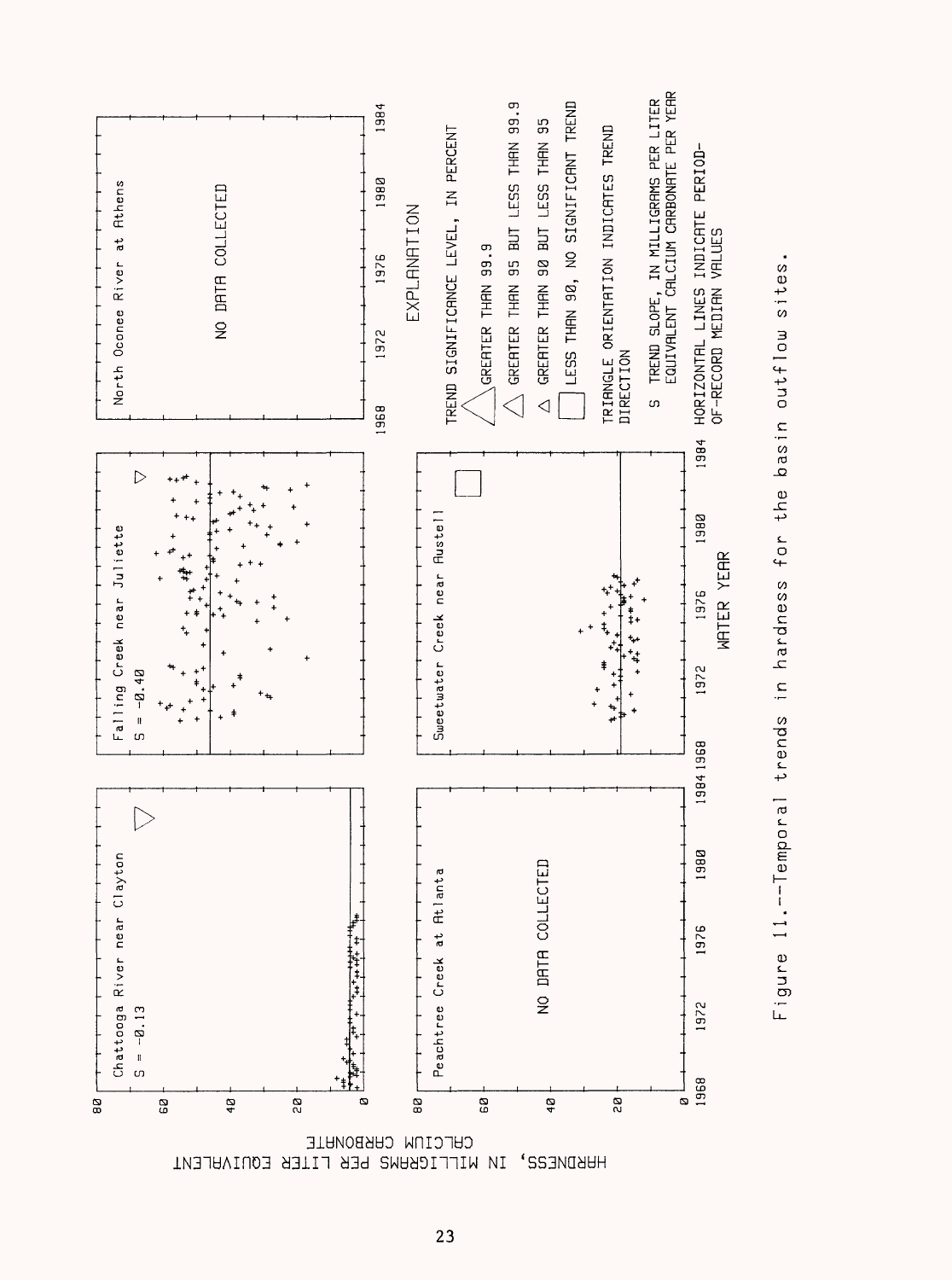HARDNESS, IN MILLIGRAMS PER LITER EQUIVALENT CALCIUM CARBONATE

Chattooga River near Clayton
$S = -0.13$

Falling Creek near Juliette
$S = -0.40$

North Oconee River at Athens

NO DATA COLLECTED

Peachtree Creek at Atlanta

NO DATA COLLECTED

Sweetwater Creek near Austell

WATER YEAR

EXPLANATION

TREND SIGNIFICANCE LEVEL, IN PERCENT

- GREATER THAN 99.9
- GREATER THAN 95 BUT LESS THAN 99.9
- GREATER THAN 90 BUT LESS THAN 95
- LESS THAN 90, NO SIGNIFICANT TREND

TRIANGLE ORIENTATION INDICATES TREND DIRECTION

S TREND SLOPE, IN MILLIGRAMS PER LITER EQUIVALENT CALCIUM CARBONATE PER YEAR

HORIZONTAL LINES INDICATE PERIOD-OF-RECORD MEDIAN VALUES

Figure 11.--Temporal trends in hardness for the basin outflow sites.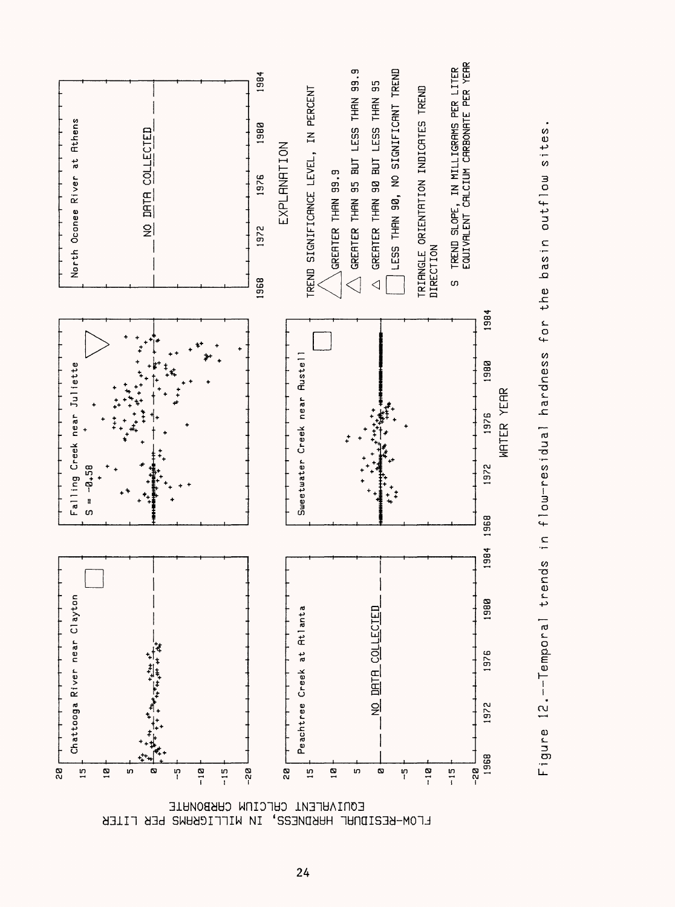Chattooga River near Clayton

Falling Creek near Juliette

$S = -0.58$

North Oconee River at Athens

NO DATA COLLECTED

Peachtree Creek at Atlanta

NO DATA COLLECTED

Sweetwater Creek near Austell

FLOW-RESIDUAL HARDNESS, IN MILLIGRAMS PER LITER EQUIVALENT CALCIUM CARBONATE

WATER YEAR

EXPLANATION

TREND SIGNIFICANCE LEVEL, IN PERCENT

- GREATER THAN 99.9
- GREATER THAN 95 BUT LESS THAN 99.9
- GREATER THAN 90 BUT LESS THAN 95
- LESS THAN 90, NO SIGNIFICANT TREND

TRIANGLE ORIENTATION INDICATES TREND DIRECTION

S TREND SLOPE, IN MILLIGRAMS PER LITER EQUIVALENT CALCIUM CARBONATE PER YEAR

Figure 12.--Temporal trends in flow-residual hardness for the basin outflow sites.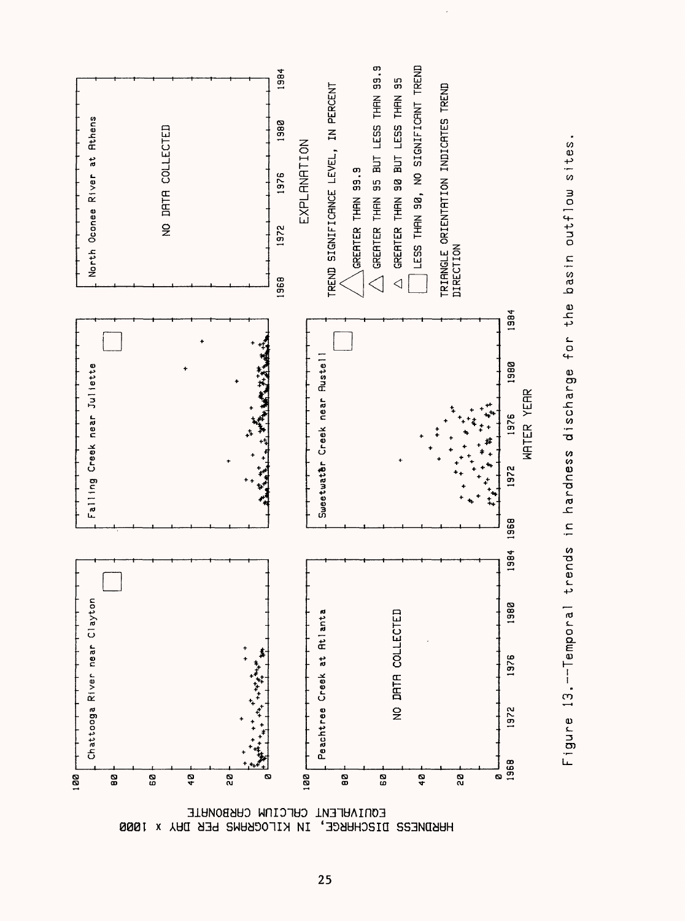Figure 13.--Temporal trends in hardness discharge for the basin outflow sites.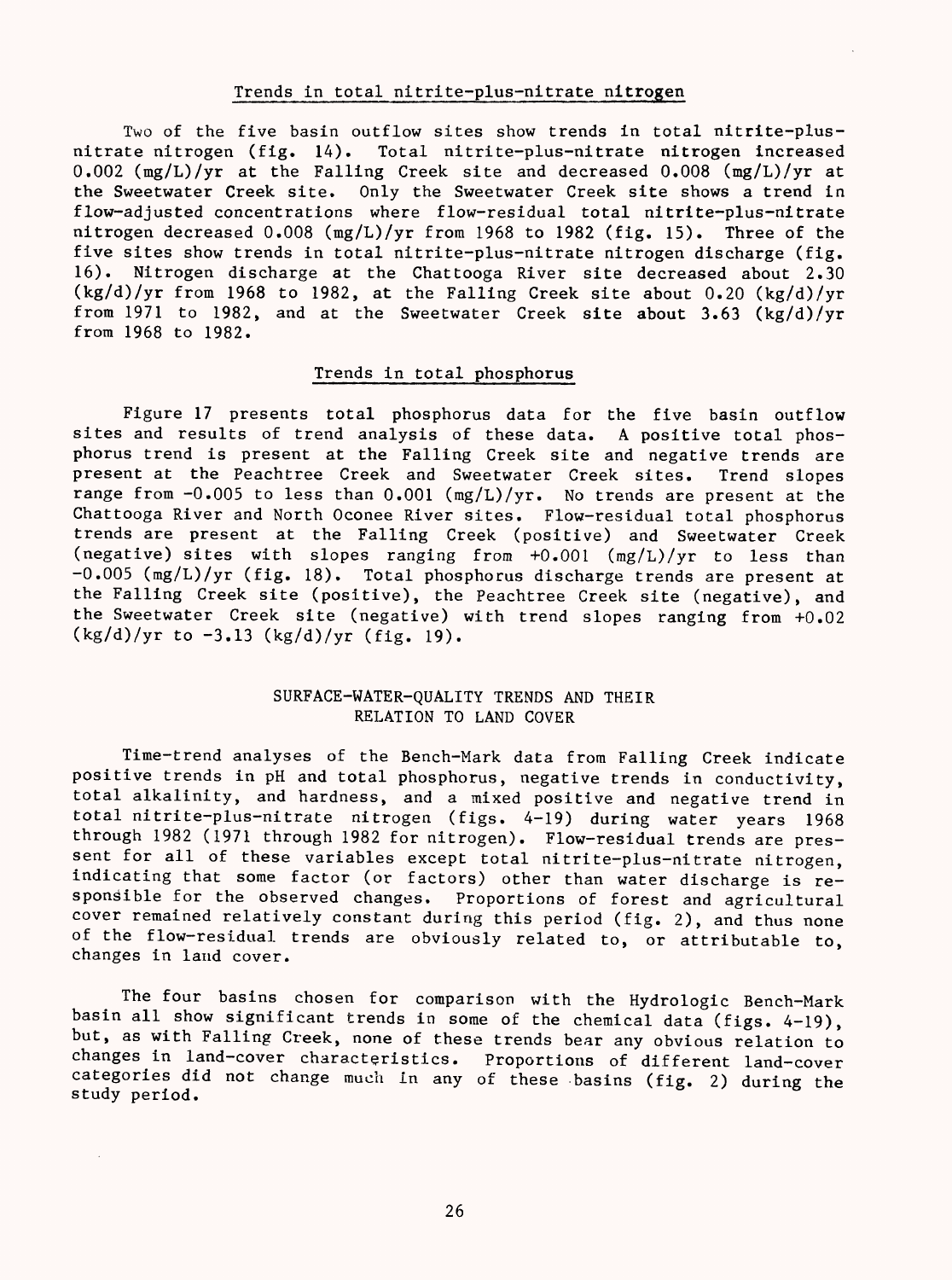### Trends in total nitrite-plus-nitrate nitrogen

Two of the five basin outflow sites show trends in total nitrite-plus-nitrate nitrogen (fig. 14). Total nitrite-plus-nitrate nitrogen increased 0.002 (mg/L)/yr at the Falling Creek site and decreased 0.008 (mg/L)/yr at the Sweetwater Creek site. Only the Sweetwater Creek site shows a trend in flow-adjusted concentrations where flow-residual total nitrite-plus-nitrate nitrogen decreased 0.008 (mg/L)/yr from 1968 to 1982 (fig. 15). Three of the five sites show trends in total nitrite-plus-nitrate nitrogen discharge (fig. 16). Nitrogen discharge at the Chattooga River site decreased about 2.30 (kg/d)/yr from 1968 to 1982, at the Falling Creek site about 0.20 (kg/d)/yr from 1971 to 1982, and at the Sweetwater Creek site about 3.63 (kg/d)/yr from 1968 to 1982.

### Trends in total phosphorus

Figure 17 presents total phosphorus data for the five basin outflow sites and results of trend analysis of these data. A positive total phosphorus trend is present at the Falling Creek site and negative trends are present at the Peachtree Creek and Sweetwater Creek sites. Trend slopes range from -0.005 to less than 0.001 (mg/L)/yr. No trends are present at the Chattooga River and North Oconee River sites. Flow-residual total phosphorus trends are present at the Falling Creek (positive) and Sweetwater Creek (negative) sites with slopes ranging from +0.001 (mg/L)/yr to less than -0.005 (mg/L)/yr (fig. 18). Total phosphorus discharge trends are present at the Falling Creek site (positive), the Peachtree Creek site (negative), and the Sweetwater Creek site (negative) with trend slopes ranging from +0.02 (kg/d)/yr to -3.13 (kg/d)/yr (fig. 19).

## SURFACE-WATER-QUALITY TRENDS AND THEIR RELATION TO LAND COVER

Time-trend analyses of the Bench-Mark data from Falling Creek indicate positive trends in pH and total phosphorus, negative trends in conductivity, total alkalinity, and hardness, and a mixed positive and negative trend in total nitrite-plus-nitrate nitrogen (figs. 4-19) during water years 1968 through 1982 (1971 through 1982 for nitrogen). Flow-residual trends are present for all of these variables except total nitrite-plus-nitrate nitrogen, indicating that some factor (or factors) other than water discharge is responsible for the observed changes. Proportions of forest and agricultural cover remained relatively constant during this period (fig. 2), and thus none of the flow-residual trends are obviously related to, or attributable to, changes in land cover.

The four basins chosen for comparison with the Hydrologic Bench-Mark basin all show significant trends in some of the chemical data (figs. 4-19), but, as with Falling Creek, none of these trends bear any obvious relation to changes in land-cover characteristics. Proportions of different land-cover categories did not change much in any of these basins (fig. 2) during the study period.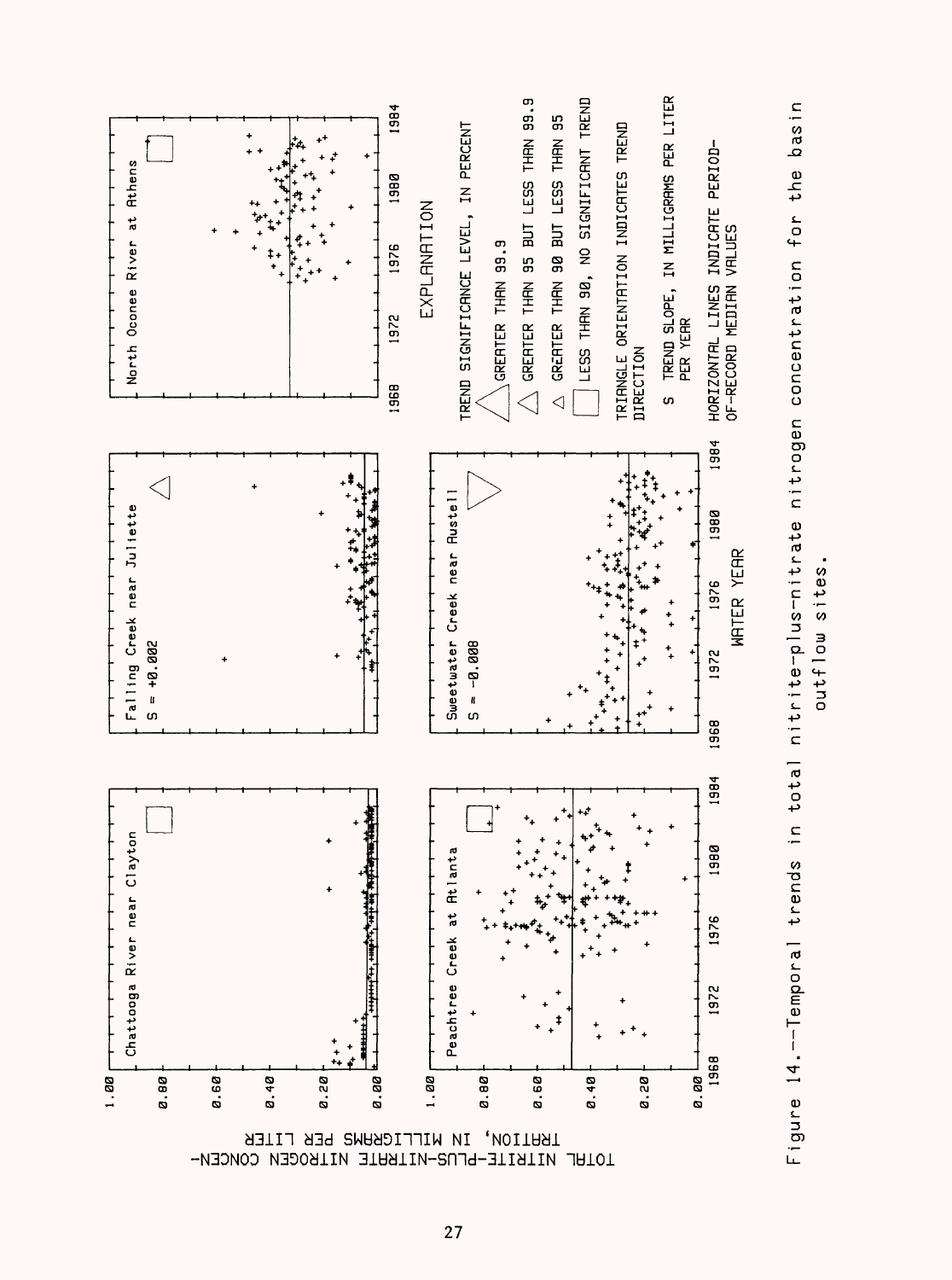Chattooga River near Clayton

Falling Creek near Juliette

S = +0.002

North Oconee River at Athens

Peachtree Creek at Atlanta

Sweetwater Creek near Austell

S = -0.008

TOTAL NITRITE-PLUS-NITRATE NITROGEN CONCENTRATION, IN MILLIGRAMS PER LITER

WATER YEAR

EXPLANATION

TREND SIGNIFICANCE LEVEL, IN PERCENT

- GREATER THAN 99.9
- GREATER THAN 95 BUT LESS THAN 99.9
- GREATER THAN 90 BUT LESS THAN 95
- LESS THAN 90, NO SIGNIFICANT TREND

TRIANGLE ORIENTATION INDICATES TREND DIRECTION

S TREND SLOPE, IN MILLIGRAMS PER LITER PER YEAR

HORIZONTAL LINES INDICATE PERIOD-OF-RECORD MEDIAN VALUES

Figure 14.--Temporal trends in total nitrite-plus-nitrate nitrogen concentration for the basin outflow sites.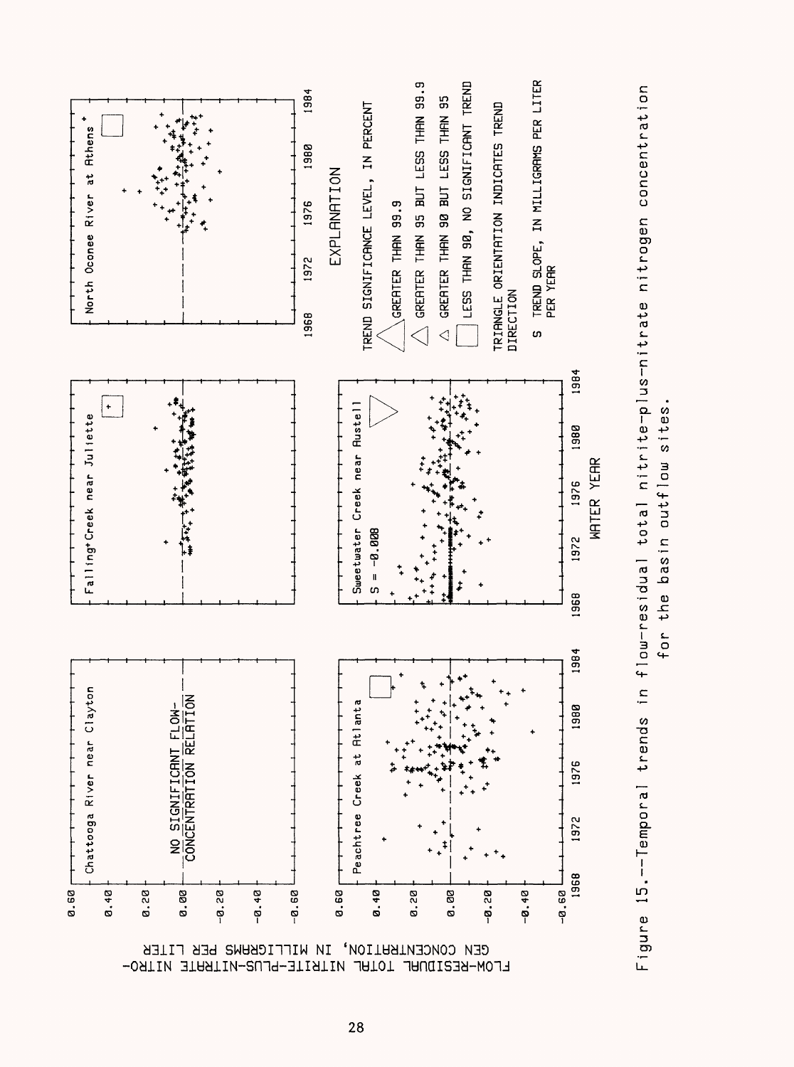Chattooga River near Clayton

NO SIGNIFICANT FLOW-CONCENTRATION RELATION

Falling Creek near Juliette

North Oconee River at Athens

Peachtree Creek at Atlanta

Sweetwater Creek near Austell

S = -0.008

FLOW-RESIDUAL TOTAL NITRITE-PLUS-NITRATE NITROGEN CONCENTRATION, IN MILLIGRAMS PER LITER

WATER YEAR

EXPLANATION

TREND SIGNIFICANCE LEVEL, IN PERCENT

- GREATER THAN 99.9
- GREATER THAN 95 BUT LESS THAN 99.9
- GREATER THAN 90 BUT LESS THAN 95
- LESS THAN 90, NO SIGNIFICANT TREND

TRIANGLE ORIENTATION INDICATES TREND DIRECTION

S TREND SLOPE, IN MILLIGRAMS PER LITER PER YEAR

Figure 15.--Temporal trends in flow-residual total nitrite-plus-nitrate nitrogen concentration for the basin outflow sites.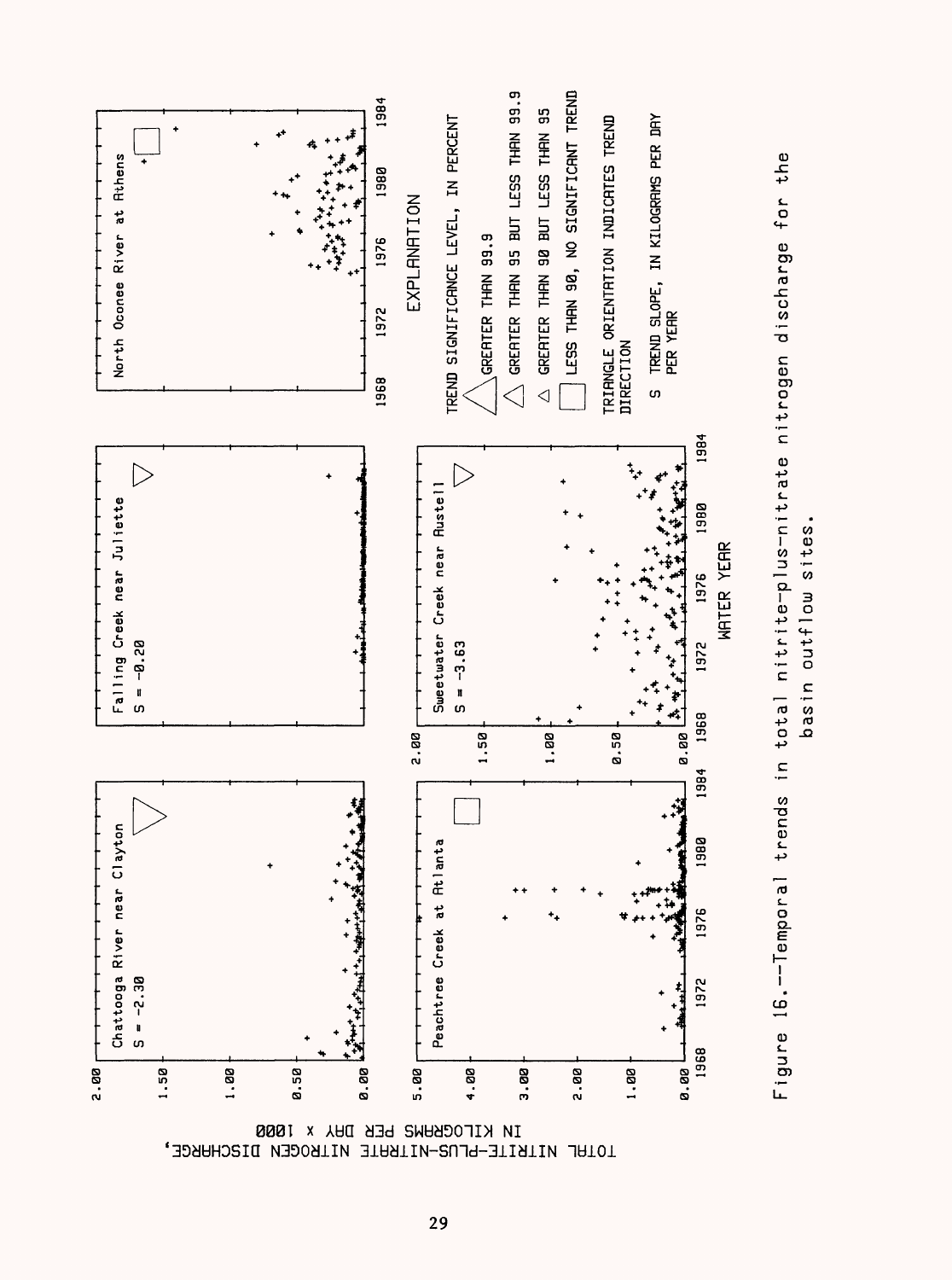Figure 16.--Temporal trends in total nitrite-plus-nitrate nitrogen discharge for the basin outflow sites.

EXPLANATION

TREND SIGNIFICANCE LEVEL, IN PERCENT

- GREATER THAN 99.9
- GREATER THAN 95 BUT LESS THAN 99.9
- GREATER THAN 90 BUT LESS THAN 95
- LESS THAN 90, NO SIGNIFICANT TREND

TRIANGLE ORIENTATION INDICATES TREND DIRECTION

S TREND SLOPE, IN KILOGRAMS PER DAY PER YEAR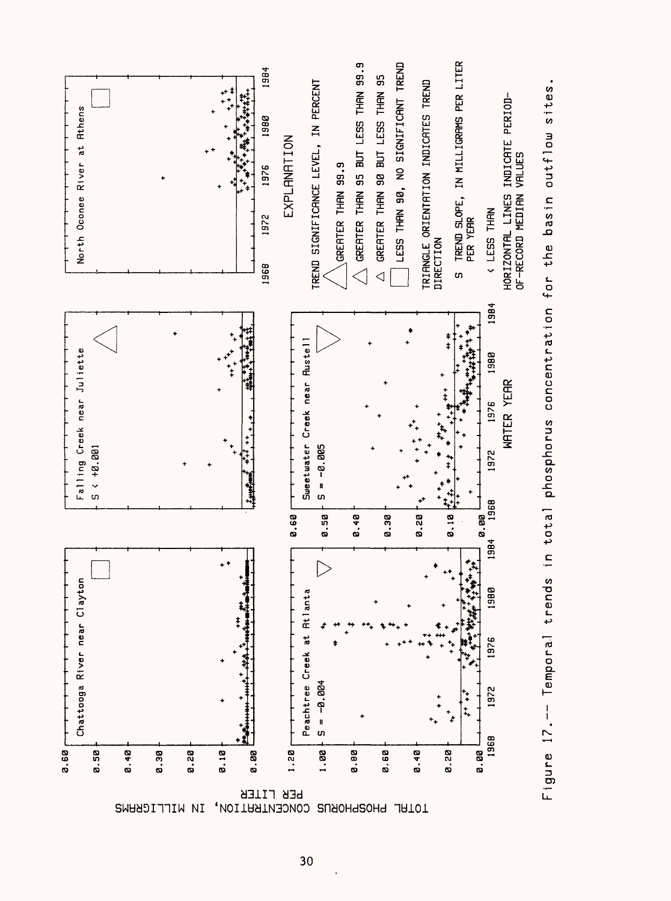Figure 17.-- Temporal trends in total phosphorus concentration for the basin outflow sites.

Chattooga River near Clayton

Falling Creek near Juliette

$S < +0.001$

North Oconee River at Athens

Peachtree Creek at Atlanta

$S = -0.004$

Sweetwater Creek near Austell

$S = -0.005$

TOTAL PHOSPHORUS CONCENTRATION, IN MILLIGRAMS PER LITER

WATER YEAR

EXPLANATION

TREND SIGNIFICANCE LEVEL, IN PERCENT

- GREATER THAN 99.9
- GREATER THAN 95 BUT LESS THAN 99.9
- GREATER THAN 90 BUT LESS THAN 95
- LESS THAN 90, NO SIGNIFICANT TREND

TRIANGLE ORIENTATION INDICATES TREND DIRECTION

S TREND SLOPE, IN MILLIGRAMS PER LITER PER YEAR

< LESS THAN

HORIZONTAL LINES INDICATE PERIOD-OF-RECORD MEDIAN VALUES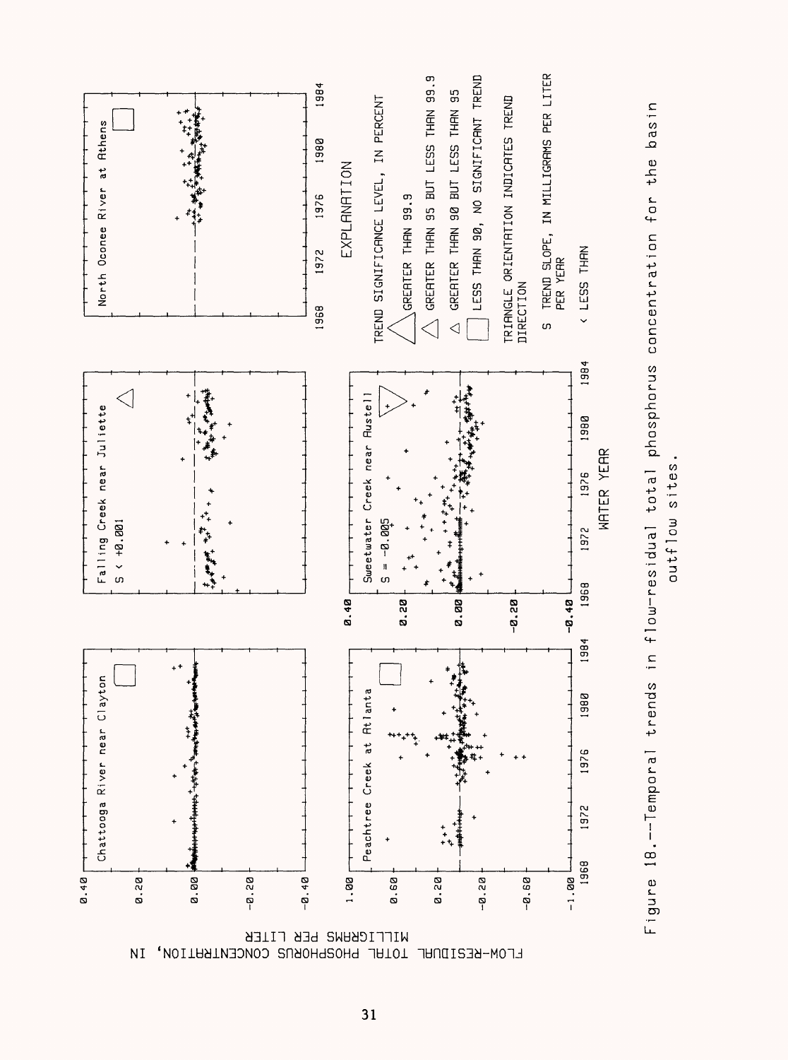FLOW-RESIDUAL TOTAL PHOSPHORUS CONCENTRATION, IN MILLIGRAMS PER LITER

Chattooga River near Clayton

Falling Creek near Juliette

$S < +0.001$

North Oconee River at Athens

Peachtree Creek at Atlanta

Sweetwater Creek near Austell

$S = -0.005$

WATER YEAR

EXPLANATION

TREND SIGNIFICANCE LEVEL, IN PERCENT

GREATER THAN 99.9

GREATER THAN 95 BUT LESS THAN 99.9

GREATER THAN 90 BUT LESS THAN 95

LESS THAN 90, NO SIGNIFICANT TREND

TRIANGLE ORIENTATION INDICATES TREND DIRECTION

S TREND SLOPE, IN MILLIGRAMS PER LITER PER YEAR

< LESS THAN

Figure 18.--Temporal trends in flow-residual total phosphorus concentration for the basin outflow sites.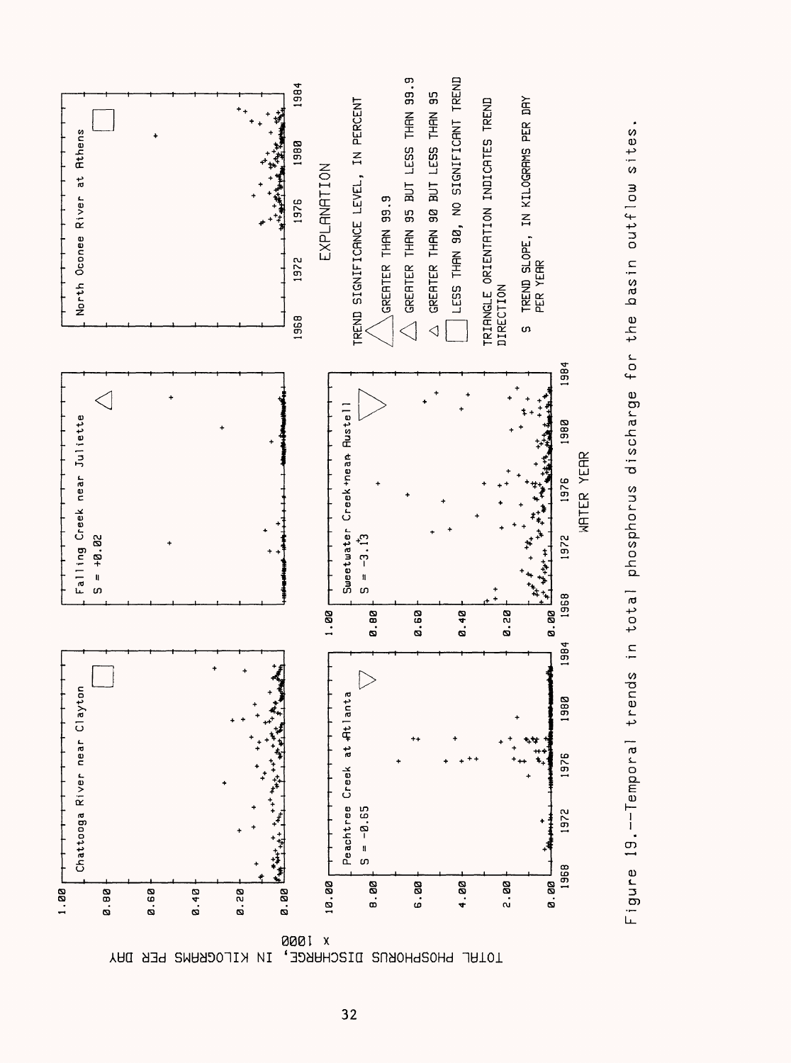Chattooga River near Clayton

Falling Creek near Juliette

S = +0.02

North Oconee River at Athens

Peachtree Creek at Atlanta

S = -0.65

Sweetwater Creek near Austell

S = -3.13

TOTAL PHOSPHORUS DISCHARGE, IN KILOGRAMS PER DAY x 1000

WATER YEAR

EXPLANATION

TREND SIGNIFICANCE LEVEL, IN PERCENT

- GREATER THAN 99.9
- GREATER THAN 95 BUT LESS THAN 99.9
- GREATER THAN 90 BUT LESS THAN 95
- LESS THAN 90, NO SIGNIFICANT TREND

TRIANGLE ORIENTATION INDICATES TREND DIRECTION

S TREND SLOPE, IN KILOGRAMS PER DAY PER YEAR

Figure 19.--Temporal trends in total phosphorus discharge for the basin outflow sites.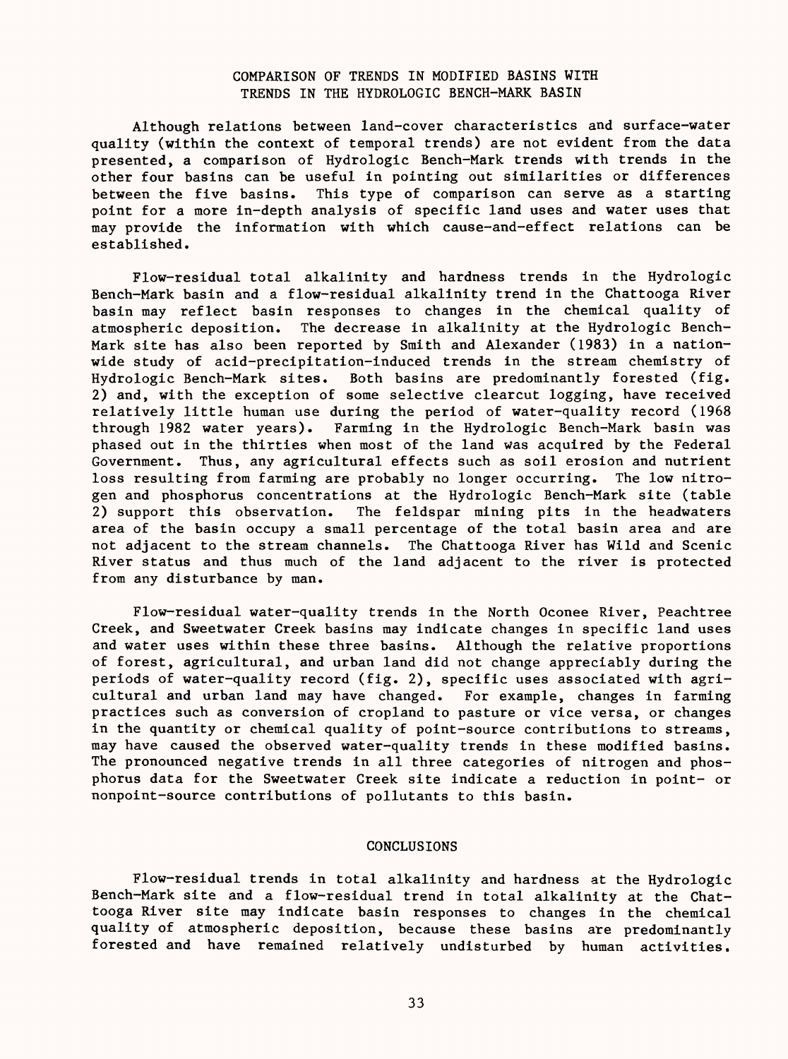## COMPARISON OF TRENDS IN MODIFIED BASINS WITH TRENDS IN THE HYDROLOGIC BENCH-MARK BASIN

Although relations between land-cover characteristics and surface-water quality (within the context of temporal trends) are not evident from the data presented, a comparison of Hydrologic Bench-Mark trends with trends in the other four basins can be useful in pointing out similarities or differences between the five basins. This type of comparison can serve as a starting point for a more in-depth analysis of specific land uses and water uses that may provide the information with which cause-and-effect relations can be established.

Flow-residual total alkalinity and hardness trends in the Hydrologic Bench-Mark basin and a flow-residual alkalinity trend in the Chattooga River basin may reflect basin responses to changes in the chemical quality of atmospheric deposition. The decrease in alkalinity at the Hydrologic Bench-Mark site has also been reported by Smith and Alexander (1983) in a nation-wide study of acid-precipitation-induced trends in the stream chemistry of Hydrologic Bench-Mark sites. Both basins are predominantly forested (fig. 2) and, with the exception of some selective clearcut logging, have received relatively little human use during the period of water-quality record (1968 through 1982 water years). Farming in the Hydrologic Bench-Mark basin was phased out in the thirties when most of the land was acquired by the Federal Government. Thus, any agricultural effects such as soil erosion and nutrient loss resulting from farming are probably no longer occurring. The low nitrogen and phosphorus concentrations at the Hydrologic Bench-Mark site (table 2) support this observation. The feldspar mining pits in the headwaters area of the basin occupy a small percentage of the total basin area and are not adjacent to the stream channels. The Chattooga River has Wild and Scenic River status and thus much of the land adjacent to the river is protected from any disturbance by man.

Flow-residual water-quality trends in the North Oconee River, Peachtree Creek, and Sweetwater Creek basins may indicate changes in specific land uses and water uses within these three basins. Although the relative proportions of forest, agricultural, and urban land did not change appreciably during the periods of water-quality record (fig. 2), specific uses associated with agricultural and urban land may have changed. For example, changes in farming practices such as conversion of cropland to pasture or vice versa, or changes in the quantity or chemical quality of point-source contributions to streams, may have caused the observed water-quality trends in these modified basins. The pronounced negative trends in all three categories of nitrogen and phosphorus data for the Sweetwater Creek site indicate a reduction in point- or nonpoint-source contributions of pollutants to this basin.

## CONCLUSIONS

Flow-residual trends in total alkalinity and hardness at the Hydrologic Bench-Mark site and a flow-residual trend in total alkalinity at the Chattooga River site may indicate basin responses to changes in the chemical quality of atmospheric deposition, because these basins are predominantly forested and have remained relatively undisturbed by human activities.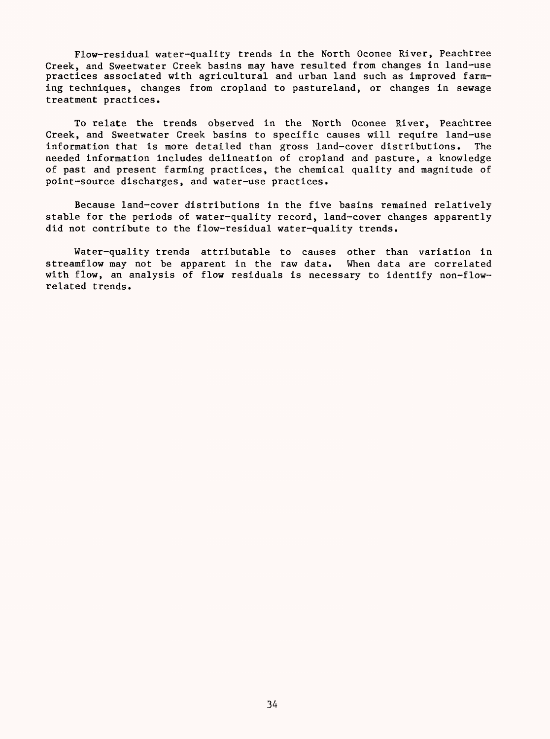Flow-residual water-quality trends in the North Oconee River, Peachtree Creek, and Sweetwater Creek basins may have resulted from changes in land-use practices associated with agricultural and urban land such as improved farming techniques, changes from cropland to pastureland, or changes in sewage treatment practices.

To relate the trends observed in the North Oconee River, Peachtree Creek, and Sweetwater Creek basins to specific causes will require land-use information that is more detailed than gross land-cover distributions. The needed information includes delineation of cropland and pasture, a knowledge of past and present farming practices, the chemical quality and magnitude of point-source discharges, and water-use practices.

Because land-cover distributions in the five basins remained relatively stable for the periods of water-quality record, land-cover changes apparently did not contribute to the flow-residual water-quality trends.

Water-quality trends attributable to causes other than variation in streamflow may not be apparent in the raw data. When data are correlated with flow, an analysis of flow residuals is necessary to identify non-flow-related trends.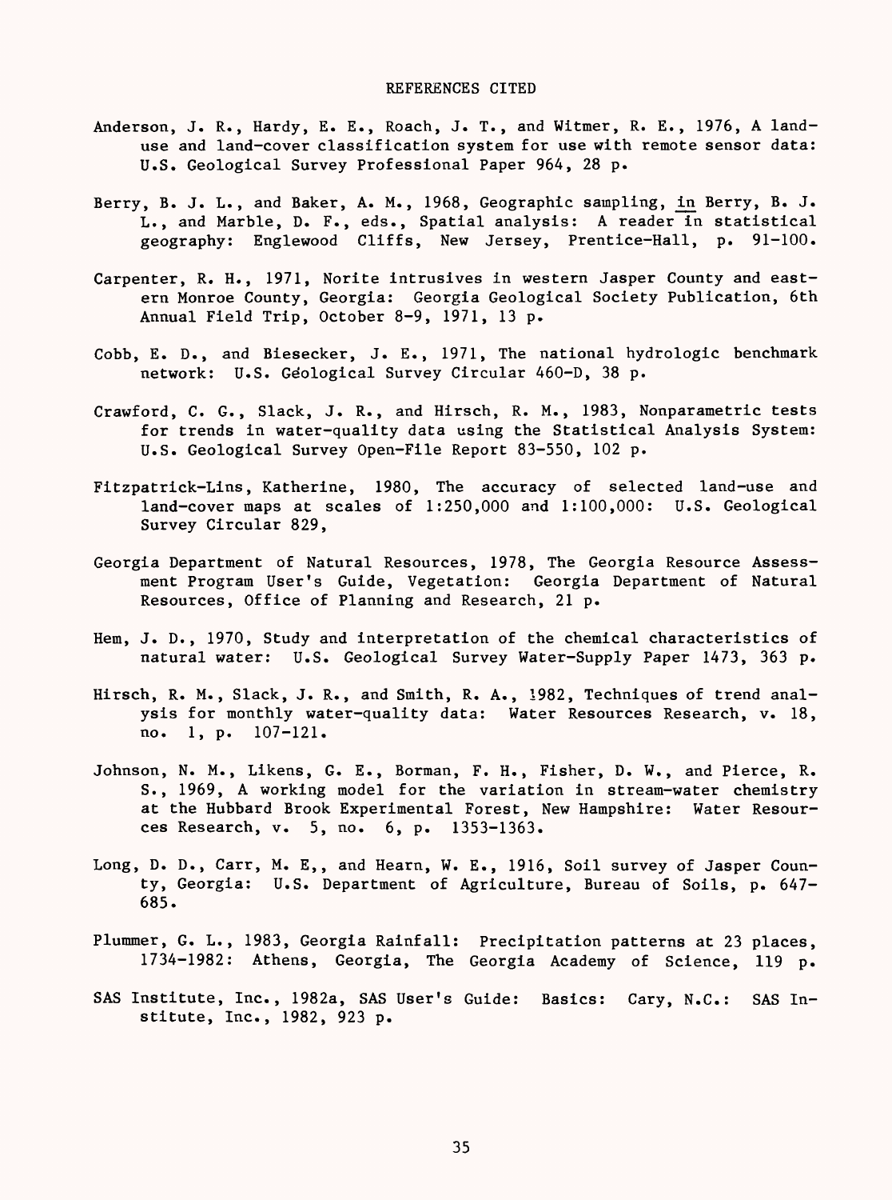# REFERENCES CITED

Anderson, J. R., Hardy, E. E., Roach, J. T., and Witmer, R. E., 1976, A land-use and land-cover classification system for use with remote sensor data: U.S. Geological Survey Professional Paper 964, 28 p.

Berry, B. J. L., and Baker, A. M., 1968, Geographic sampling, in Berry, B. J. L., and Marble, D. F., eds., Spatial analysis: A reader in statistical geography: Englewood Cliffs, New Jersey, Prentice-Hall, p. 91-100.

Carpenter, R. H., 1971, Norite intrusives in western Jasper County and eastern Monroe County, Georgia: Georgia Geological Society Publication, 6th Annual Field Trip, October 8-9, 1971, 13 p.

Cobb, E. D., and Biesecker, J. E., 1971, The national hydrologic benchmark network: U.S. Geological Survey Circular 460-D, 38 p.

Crawford, C. G., Slack, J. R., and Hirsch, R. M., 1983, Nonparametric tests for trends in water-quality data using the Statistical Analysis System: U.S. Geological Survey Open-File Report 83-550, 102 p.

Fitzpatrick-Lins, Katherine, 1980, The accuracy of selected land-use and land-cover maps at scales of 1:250,000 and 1:100,000: U.S. Geological Survey Circular 829,

Georgia Department of Natural Resources, 1978, The Georgia Resource Assessment Program User's Guide, Vegetation: Georgia Department of Natural Resources, Office of Planning and Research, 21 p.

Hem, J. D., 1970, Study and interpretation of the chemical characteristics of natural water: U.S. Geological Survey Water-Supply Paper 1473, 363 p.

Hirsch, R. M., Slack, J. R., and Smith, R. A., 1982, Techniques of trend analysis for monthly water-quality data: Water Resources Research, v. 18, no. 1, p. 107-121.

Johnson, N. M., Likens, G. E., Borman, F. H., Fisher, D. W., and Pierce, R. S., 1969, A working model for the variation in stream-water chemistry at the Hubbard Brook Experimental Forest, New Hampshire: Water Resources Research, v. 5, no. 6, p. 1353-1363.

Long, D. D., Carr, M. E,, and Hearn, W. E., 1916, Soil survey of Jasper County, Georgia: U.S. Department of Agriculture, Bureau of Soils, p. 647-685.

Plummer, G. L., 1983, Georgia Rainfall: Precipitation patterns at 23 places, 1734-1982: Athens, Georgia, The Georgia Academy of Science, 119 p.

SAS Institute, Inc., 1982a, SAS User's Guide: Basics: Cary, N.C.: SAS Institute, Inc., 1982, 923 p.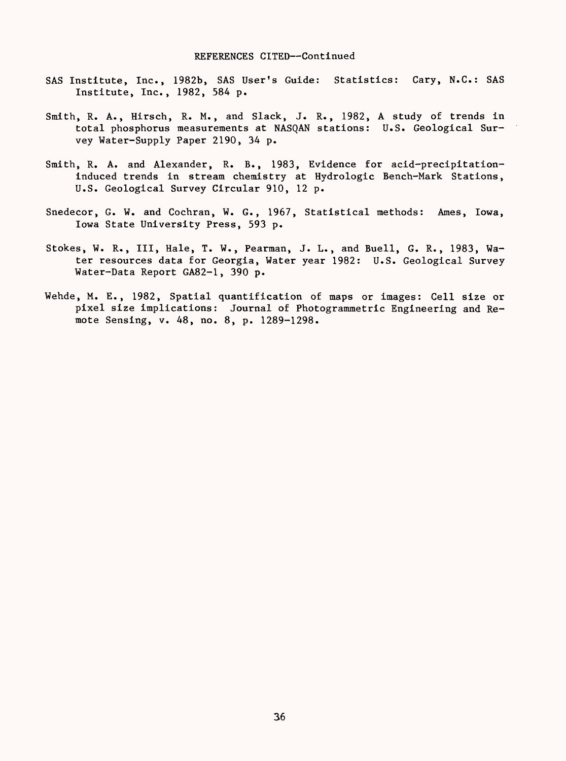REFERENCES CITED--Continued

SAS Institute, Inc., 1982b, SAS User's Guide: Statistics: Cary, N.C.: SAS Institute, Inc., 1982, 584 p.

Smith, R. A., Hirsch, R. M., and Slack, J. R., 1982, A study of trends in total phosphorus measurements at NASQAN stations: U.S. Geological Survey Water-Supply Paper 2190, 34 p.

Smith, R. A. and Alexander, R. B., 1983, Evidence for acid-precipitation-induced trends in stream chemistry at Hydrologic Bench-Mark Stations, U.S. Geological Survey Circular 910, 12 p.

Snedecor, G. W. and Cochran, W. G., 1967, Statistical methods: Ames, Iowa, Iowa State University Press, 593 p.

Stokes, W. R., III, Hale, T. W., Pearman, J. L., and Buell, G. R., 1983, Water resources data for Georgia, Water year 1982: U.S. Geological Survey Water-Data Report GA82-1, 390 p.

Wehde, M. E., 1982, Spatial quantification of maps or images: Cell size or pixel size implications: Journal of Photogrammetric Engineering and Remote Sensing, v. 48, no. 8, p. 1289-1298.